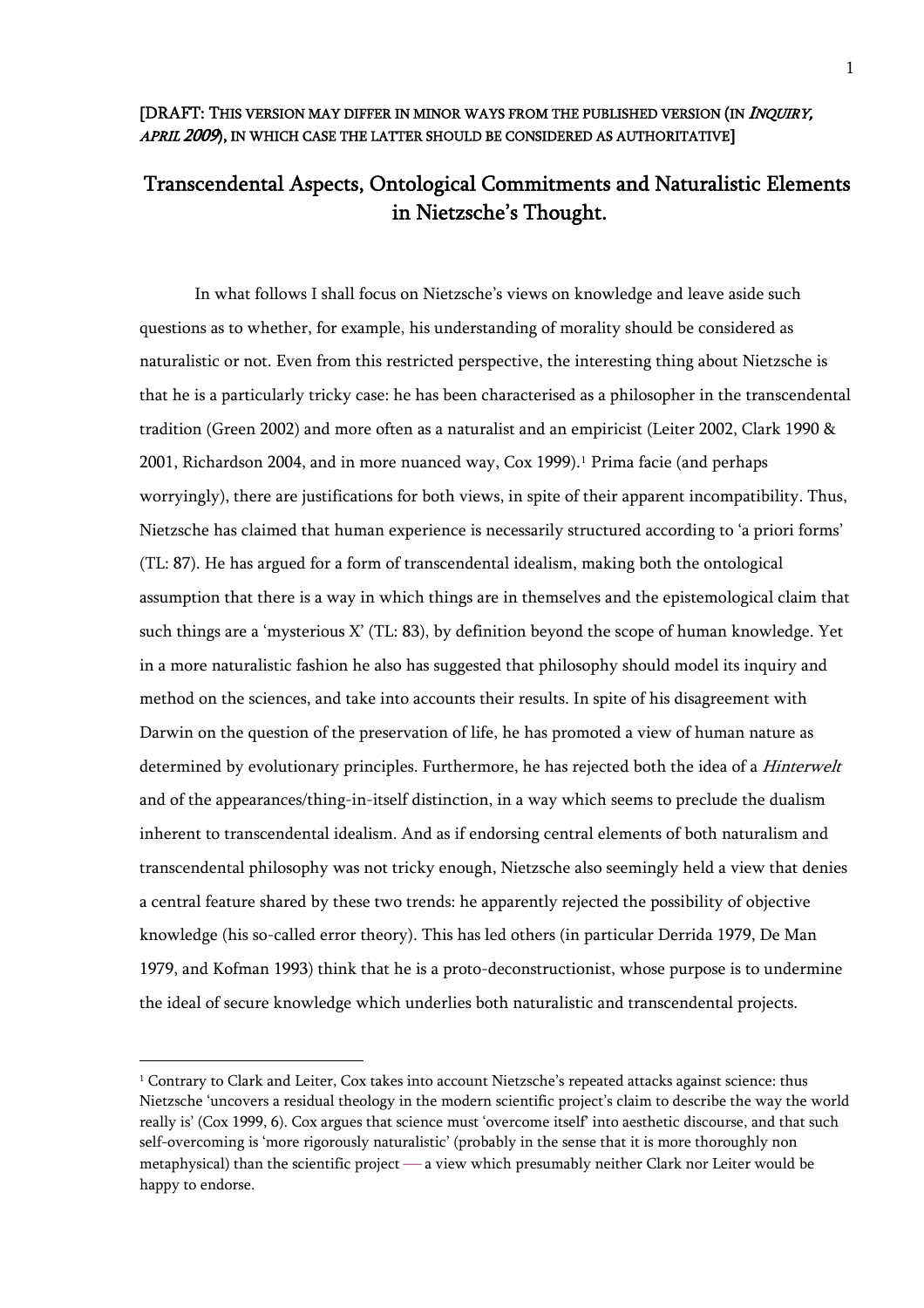[DRAFT: THIS VERSION MAY DIFFER IN MINOR WAYS FROM THE PUBLISHED VERSION (IN *INQUIRY, APRIL 2009*), IN WHICH CASE THE LATTER SHOULD BE CONSIDERED AS AUTHORITATIVE]

# Transcendental Aspects, Ontological Commitments and Naturalistic Elements in Nietzsche's Thought.

In what follows I shall focus on Nietzsche's views on knowledge and leave aside such questions as to whether, for example, his understanding of morality should be considered as naturalistic or not. Even from this restricted perspective, the interesting thing about Nietzsche is that he is a particularly tricky case: he has been characterised as a philosopher in the transcendental tradition (Green 2002) and more often as a naturalist and an empiricist (Leiter 2002, Clark 1990 & 2001, Richardson 2004, and in more nuanced way, Cox 1999).[1] Prima facie (and perhaps worryingly), there are justifications for both views, in spite of their apparent incompatibility. Thus, Nietzsche has claimed that human experience is necessarily structured according to 'a priori forms' (TL: 87). He has argued for a form of transcendental idealism, making both the ontological assumption that there is a way in which things are in themselves and the epistemological claim that such things are a 'mysterious X' (TL: 83), by definition beyond the scope of human knowledge. Yet in a more naturalistic fashion he also has suggested that philosophy should model its inquiry and method on the sciences, and take into accounts their results. In spite of his disagreement with Darwin on the question of the preservation of life, he has promoted a view of human nature as determined by evolutionary principles. Furthermore, he has rejected both the idea of a *Hinterwelt* and of the appearances/thing-in-itself distinction, in a way which seems to preclude the dualism inherent to transcendental idealism. And as if endorsing central elements of both naturalism and transcendental philosophy was not tricky enough, Nietzsche also seemingly held a view that denies a central feature shared by these two trends: he apparently rejected the possibility of objective knowledge (his so-called error theory). This has led others (in particular Derrida 1979, De Man 1979, and Kofman 1993) think that he is a proto-deconstructionist, whose purpose is to undermine the ideal of secure knowledge which underlies both naturalistic and transcendental projects.

---

[1] Contrary to Clark and Leiter, Cox takes into account Nietzsche's repeated attacks against science: thus Nietzsche 'uncovers a residual theology in the modern scientific project's claim to describe the way the world really is' (Cox 1999, 6). Cox argues that science must 'overcome itself' into aesthetic discourse, and that such self-overcoming is 'more rigorously naturalistic' (probably in the sense that it is more thoroughly non metaphysical) than the scientific project — a view which presumably neither Clark nor Leiter would be happy to endorse.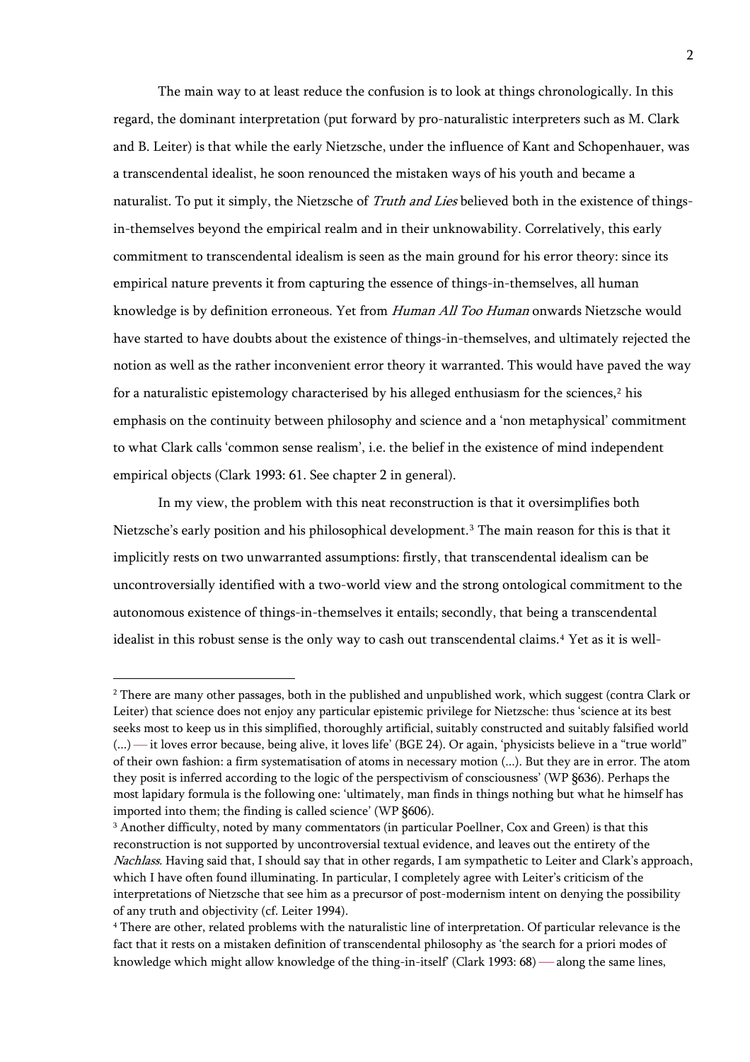The main way to at least reduce the confusion is to look at things chronologically. In this regard, the dominant interpretation (put forward by pro-naturalistic interpreters such as M. Clark and B. Leiter) is that while the early Nietzsche, under the influence of Kant and Schopenhauer, was a transcendental idealist, he soon renounced the mistaken ways of his youth and became a naturalist. To put it simply, the Nietzsche of *Truth and Lies* believed both in the existence of things-in-themselves beyond the empirical realm and in their unknowability. Correlatively, this early commitment to transcendental idealism is seen as the main ground for his error theory: since its empirical nature prevents it from capturing the essence of things-in-themselves, all human knowledge is by definition erroneous. Yet from *Human All Too Human* onwards Nietzsche would have started to have doubts about the existence of things-in-themselves, and ultimately rejected the notion as well as the rather inconvenient error theory it warranted. This would have paved the way for a naturalistic epistemology characterised by his alleged enthusiasm for the sciences,[2] his emphasis on the continuity between philosophy and science and a 'non metaphysical' commitment to what Clark calls 'common sense realism', i.e. the belief in the existence of mind independent empirical objects (Clark 1993: 61. See chapter 2 in general).

In my view, the problem with this neat reconstruction is that it oversimplifies both Nietzsche's early position and his philosophical development.[3] The main reason for this is that it implicitly rests on two unwarranted assumptions: firstly, that transcendental idealism can be uncontroversially identified with a two-world view and the strong ontological commitment to the autonomous existence of things-in-themselves it entails; secondly, that being a transcendental idealist in this robust sense is the only way to cash out transcendental claims.[4] Yet as it is well-

---

[2] There are many other passages, both in the published and unpublished work, which suggest (contra Clark or Leiter) that science does not enjoy any particular epistemic privilege for Nietzsche: thus 'science at its best seeks most to keep us in this simplified, thoroughly artificial, suitably constructed and suitably falsified world (...) — it loves error because, being alive, it loves life' (BGE 24). Or again, 'physicists believe in a "true world" of their own fashion: a firm systematisation of atoms in necessary motion (...). But they are in error. The atom they posit is inferred according to the logic of the perspectivism of consciousness' (WP §636). Perhaps the most lapidary formula is the following one: 'ultimately, man finds in things nothing but what he himself has imported into them; the finding is called science' (WP §606).

[3] Another difficulty, noted by many commentators (in particular Poellner, Cox and Green) is that this reconstruction is not supported by uncontroversial textual evidence, and leaves out the entirety of the *Nachlass.* Having said that, I should say that in other regards, I am sympathetic to Leiter and Clark's approach, which I have often found illuminating. In particular, I completely agree with Leiter's criticism of the interpretations of Nietzsche that see him as a precursor of post-modernism intent on denying the possibility of any truth and objectivity (cf. Leiter 1994).

[4] There are other, related problems with the naturalistic line of interpretation. Of particular relevance is the fact that it rests on a mistaken definition of transcendental philosophy as 'the search for a priori modes of knowledge which might allow knowledge of the thing-in-itself' (Clark 1993: 68) — along the same lines,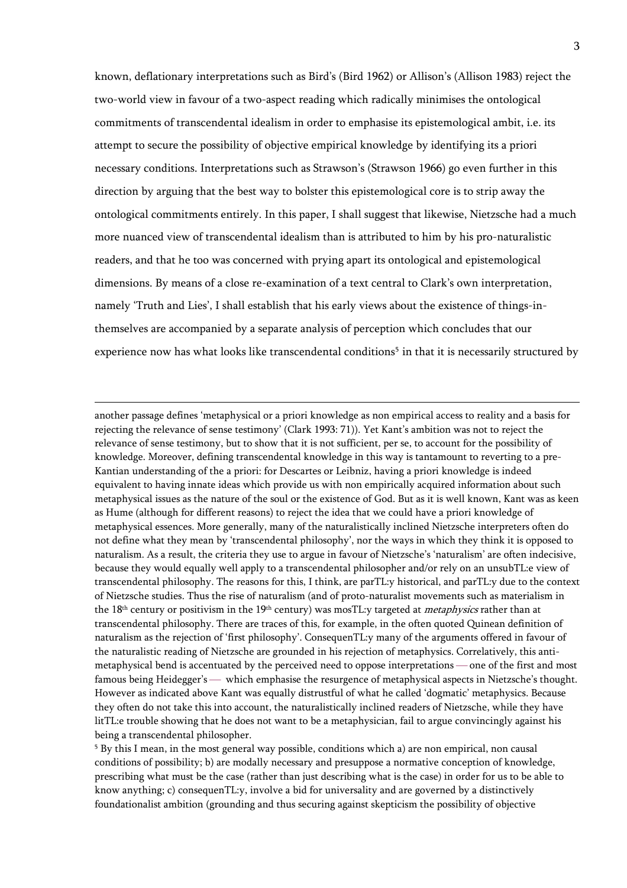known, deflationary interpretations such as Bird's (Bird 1962) or Allison's (Allison 1983) reject the two-world view in favour of a two-aspect reading which radically minimises the ontological commitments of transcendental idealism in order to emphasise its epistemological ambit, i.e. its attempt to secure the possibility of objective empirical knowledge by identifying its a priori necessary conditions. Interpretations such as Strawson's (Strawson 1966) go even further in this direction by arguing that the best way to bolster this epistemological core is to strip away the ontological commitments entirely. In this paper, I shall suggest that likewise, Nietzsche had a much more nuanced view of transcendental idealism than is attributed to him by his pro-naturalistic readers, and that he too was concerned with prying apart its ontological and epistemological dimensions. By means of a close re-examination of a text central to Clark's own interpretation, namely 'Truth and Lies', I shall establish that his early views about the existence of things-in-themselves are accompanied by a separate analysis of perception which concludes that our experience now has what looks like transcendental conditions[5] in that it is necessarily structured by

---

another passage defines 'metaphysical or a priori knowledge as non empirical access to reality and a basis for rejecting the relevance of sense testimony' (Clark 1993: 71)). Yet Kant's ambition was not to reject the relevance of sense testimony, but to show that it is not sufficient, per se, to account for the possibility of knowledge. Moreover, defining transcendental knowledge in this way is tantamount to reverting to a pre-Kantian understanding of the a priori: for Descartes or Leibniz, having a priori knowledge is indeed equivalent to having innate ideas which provide us with non empirically acquired information about such metaphysical issues as the nature of the soul or the existence of God. But as it is well known, Kant was as keen as Hume (although for different reasons) to reject the idea that we could have a priori knowledge of metaphysical essences. More generally, many of the naturalistically inclined Nietzsche interpreters often do not define what they mean by 'transcendental philosophy', nor the ways in which they think it is opposed to naturalism. As a result, the criteria they use to argue in favour of Nietzsche's 'naturalism' are often indecisive, because they would equally well apply to a transcendental philosopher and/or rely on an unsubTL:e view of transcendental philosophy. The reasons for this, I think, are parTL:y historical, and parTL:y due to the context of Nietzsche studies. Thus the rise of naturalism (and of proto-naturalist movements such as materialism in the 18th century or positivism in the 19th century) was mosTL:y targeted at *metaphysics* rather than at transcendental philosophy. There are traces of this, for example, in the often quoted Quinean definition of naturalism as the rejection of 'first philosophy'. ConsequenTL:y many of the arguments offered in favour of the naturalistic reading of Nietzsche are grounded in his rejection of metaphysics. Correlatively, this anti-metaphysical bend is accentuated by the perceived need to oppose interpretations — one of the first and most famous being Heidegger's — which emphasise the resurgence of metaphysical aspects in Nietzsche's thought. However as indicated above Kant was equally distrustful of what he called 'dogmatic' metaphysics. Because they often do not take this into account, the naturalistically inclined readers of Nietzsche, while they have litTL:e trouble showing that he does not want to be a metaphysician, fail to argue convincingly against his being a transcendental philosopher.

[5] By this I mean, in the most general way possible, conditions which a) are non empirical, non causal conditions of possibility; b) are modally necessary and presuppose a normative conception of knowledge, prescribing what must be the case (rather than just describing what is the case) in order for us to be able to know anything; c) consequenTL:y, involve a bid for universality and are governed by a distinctively foundationalist ambition (grounding and thus securing against skepticism the possibility of objective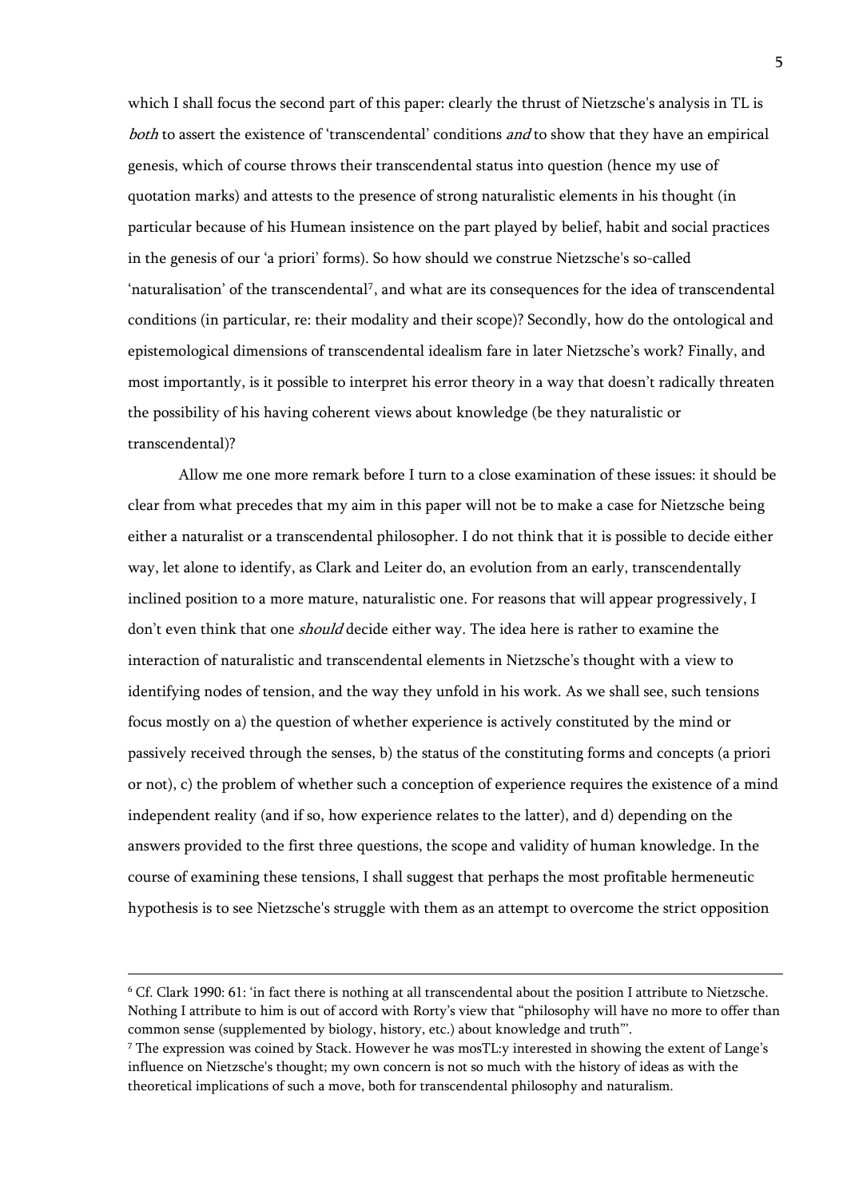which I shall focus the second part of this paper: clearly the thrust of Nietzsche's analysis in TL is *both* to assert the existence of 'transcendental' conditions *and* to show that they have an empirical genesis, which of course throws their transcendental status into question (hence my use of quotation marks) and attests to the presence of strong naturalistic elements in his thought (in particular because of his Humean insistence on the part played by belief, habit and social practices in the genesis of our 'a priori' forms). So how should we construe Nietzsche's so-called 'naturalisation' of the transcendental[7], and what are its consequences for the idea of transcendental conditions (in particular, re: their modality and their scope)? Secondly, how do the ontological and epistemological dimensions of transcendental idealism fare in later Nietzsche's work? Finally, and most importantly, is it possible to interpret his error theory in a way that doesn't radically threaten the possibility of his having coherent views about knowledge (be they naturalistic or transcendental)?

Allow me one more remark before I turn to a close examination of these issues: it should be clear from what precedes that my aim in this paper will not be to make a case for Nietzsche being either a naturalist or a transcendental philosopher. I do not think that it is possible to decide either way, let alone to identify, as Clark and Leiter do, an evolution from an early, transcendentally inclined position to a more mature, naturalistic one. For reasons that will appear progressively, I don't even think that one *should* decide either way. The idea here is rather to examine the interaction of naturalistic and transcendental elements in Nietzsche's thought with a view to identifying nodes of tension, and the way they unfold in his work. As we shall see, such tensions focus mostly on a) the question of whether experience is actively constituted by the mind or passively received through the senses, b) the status of the constituting forms and concepts (a priori or not), c) the problem of whether such a conception of experience requires the existence of a mind independent reality (and if so, how experience relates to the latter), and d) depending on the answers provided to the first three questions, the scope and validity of human knowledge. In the course of examining these tensions, I shall suggest that perhaps the most profitable hermeneutic hypothesis is to see Nietzsche's struggle with them as an attempt to overcome the strict opposition

---

[6] Cf. Clark 1990: 61: 'in fact there is nothing at all transcendental about the position I attribute to Nietzsche. Nothing I attribute to him is out of accord with Rorty's view that "philosophy will have no more to offer than common sense (supplemented by biology, history, etc.) about knowledge and truth"'.

[7] The expression was coined by Stack. However he was mosTL:y interested in showing the extent of Lange's influence on Nietzsche's thought; my own concern is not so much with the history of ideas as with the theoretical implications of such a move, both for transcendental philosophy and naturalism.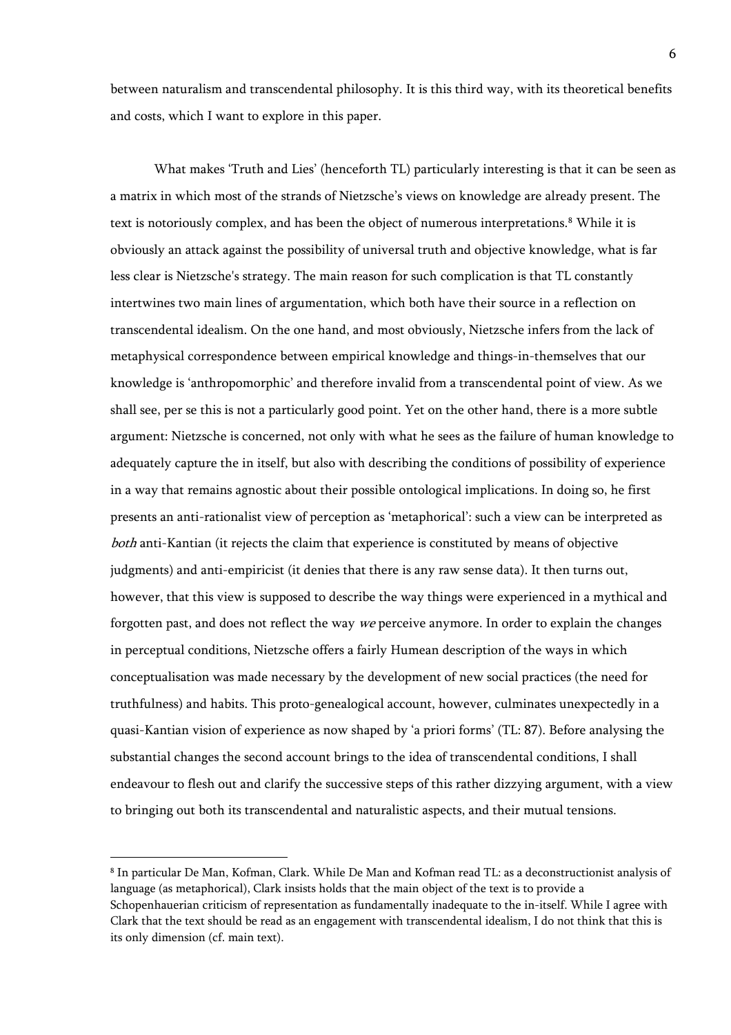between naturalism and transcendental philosophy. It is this third way, with its theoretical benefits and costs, which I want to explore in this paper.

What makes 'Truth and Lies' (henceforth TL) particularly interesting is that it can be seen as a matrix in which most of the strands of Nietzsche's views on knowledge are already present. The text is notoriously complex, and has been the object of numerous interpretations.[8] While it is obviously an attack against the possibility of universal truth and objective knowledge, what is far less clear is Nietzsche's strategy. The main reason for such complication is that TL constantly intertwines two main lines of argumentation, which both have their source in a reflection on transcendental idealism. On the one hand, and most obviously, Nietzsche infers from the lack of metaphysical correspondence between empirical knowledge and things-in-themselves that our knowledge is 'anthropomorphic' and therefore invalid from a transcendental point of view. As we shall see, per se this is not a particularly good point. Yet on the other hand, there is a more subtle argument: Nietzsche is concerned, not only with what he sees as the failure of human knowledge to adequately capture the in itself, but also with describing the conditions of possibility of experience in a way that remains agnostic about their possible ontological implications. In doing so, he first presents an anti-rationalist view of perception as 'metaphorical': such a view can be interpreted as *both* anti-Kantian (it rejects the claim that experience is constituted by means of objective judgments) and anti-empiricist (it denies that there is any raw sense data). It then turns out, however, that this view is supposed to describe the way things were experienced in a mythical and forgotten past, and does not reflect the way *we* perceive anymore. In order to explain the changes in perceptual conditions, Nietzsche offers a fairly Humean description of the ways in which conceptualisation was made necessary by the development of new social practices (the need for truthfulness) and habits. This proto-genealogical account, however, culminates unexpectedly in a quasi-Kantian vision of experience as now shaped by 'a priori forms' (TL: 87). Before analysing the substantial changes the second account brings to the idea of transcendental conditions, I shall endeavour to flesh out and clarify the successive steps of this rather dizzying argument, with a view to bringing out both its transcendental and naturalistic aspects, and their mutual tensions.

---

[8] In particular De Man, Kofman, Clark. While De Man and Kofman read TL: as a deconstructionist analysis of language (as metaphorical), Clark insists holds that the main object of the text is to provide a Schopenhauerian criticism of representation as fundamentally inadequate to the in-itself. While I agree with Clark that the text should be read as an engagement with transcendental idealism, I do not think that this is its only dimension (cf. main text).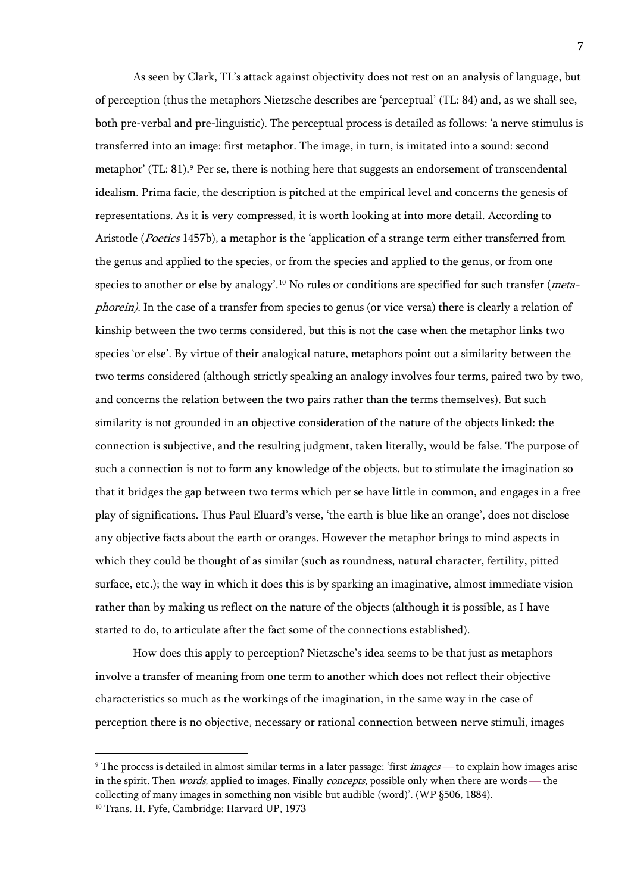As seen by Clark, TL's attack against objectivity does not rest on an analysis of language, but of perception (thus the metaphors Nietzsche describes are 'perceptual' (TL: 84) and, as we shall see, both pre-verbal and pre-linguistic). The perceptual process is detailed as follows: 'a nerve stimulus is transferred into an image: first metaphor. The image, in turn, is imitated into a sound: second metaphor' (TL: 81).[9] Per se, there is nothing here that suggests an endorsement of transcendental idealism. Prima facie, the description is pitched at the empirical level and concerns the genesis of representations. As it is very compressed, it is worth looking at into more detail. According to Aristotle (*Poetics* 1457b), a metaphor is the 'application of a strange term either transferred from the genus and applied to the species, or from the species and applied to the genus, or from one species to another or else by analogy'.[10] No rules or conditions are specified for such transfer (*meta-phorein).* In the case of a transfer from species to genus (or vice versa) there is clearly a relation of kinship between the two terms considered, but this is not the case when the metaphor links two species 'or else'. By virtue of their analogical nature, metaphors point out a similarity between the two terms considered (although strictly speaking an analogy involves four terms, paired two by two, and concerns the relation between the two pairs rather than the terms themselves). But such similarity is not grounded in an objective consideration of the nature of the objects linked: the connection is subjective, and the resulting judgment, taken literally, would be false. The purpose of such a connection is not to form any knowledge of the objects, but to stimulate the imagination so that it bridges the gap between two terms which per se have little in common, and engages in a free play of significations. Thus Paul Eluard's verse, 'the earth is blue like an orange', does not disclose any objective facts about the earth or oranges. However the metaphor brings to mind aspects in which they could be thought of as similar (such as roundness, natural character, fertility, pitted surface, etc.); the way in which it does this is by sparking an imaginative, almost immediate vision rather than by making us reflect on the nature of the objects (although it is possible, as I have started to do, to articulate after the fact some of the connections established).

How does this apply to perception? Nietzsche's idea seems to be that just as metaphors involve a transfer of meaning from one term to another which does not reflect their objective characteristics so much as the workings of the imagination, in the same way in the case of perception there is no objective, necessary or rational connection between nerve stimuli, images

---

[9] The process is detailed in almost similar terms in a later passage: 'first *images* — to explain how images arise in the spirit. Then *words,* applied to images. Finally *concepts*, possible only when there are words — the collecting of many images in something non visible but audible (word)'. (WP §506, 1884).

[10] Trans. H. Fyfe, Cambridge: Harvard UP, 1973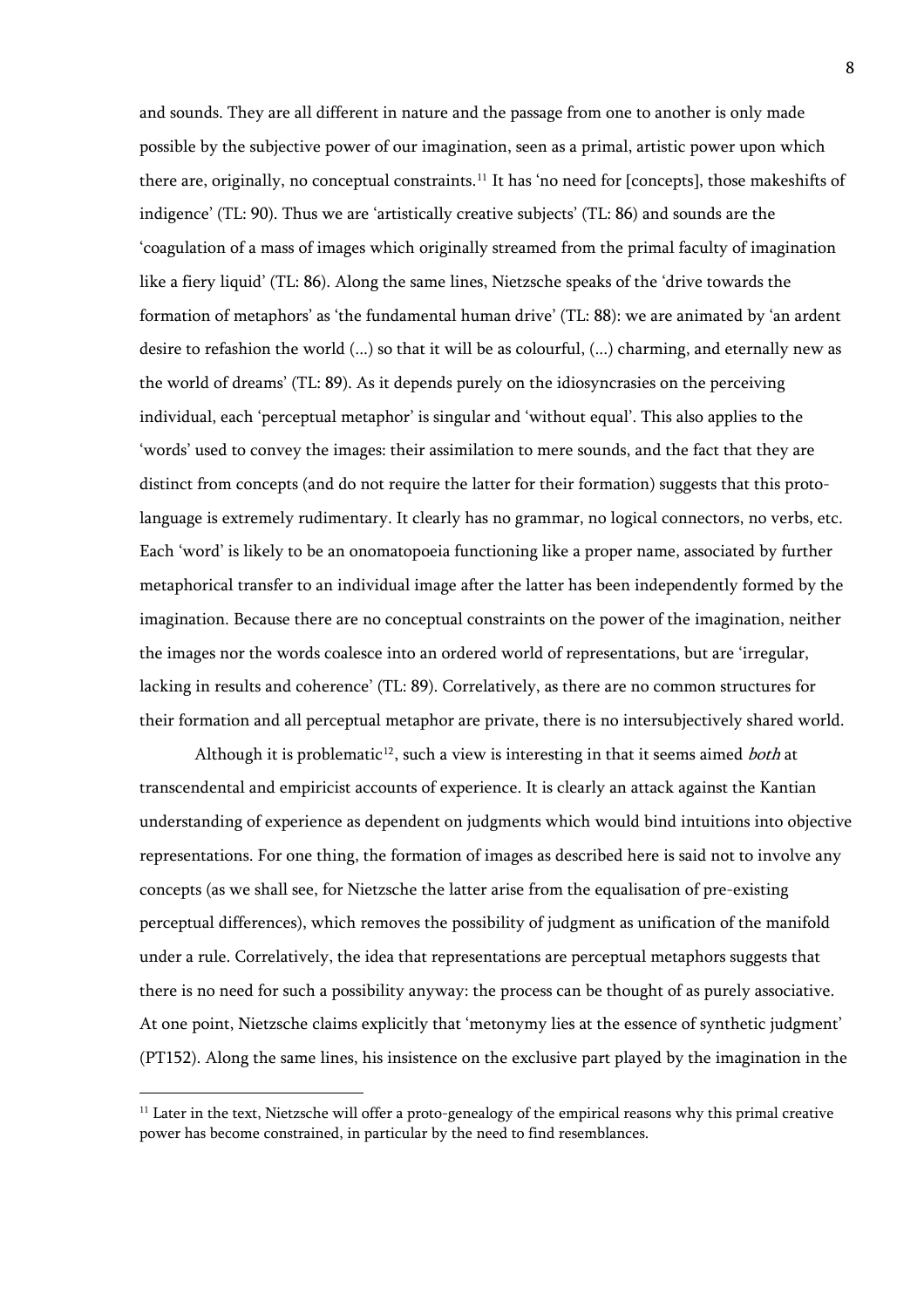and sounds. They are all different in nature and the passage from one to another is only made possible by the subjective power of our imagination, seen as a primal, artistic power upon which there are, originally, no conceptual constraints.[11] It has 'no need for [concepts], those makeshifts of indigence' (TL: 90). Thus we are 'artistically creative subjects' (TL: 86) and sounds are the 'coagulation of a mass of images which originally streamed from the primal faculty of imagination like a fiery liquid' (TL: 86). Along the same lines, Nietzsche speaks of the 'drive towards the formation of metaphors' as 'the fundamental human drive' (TL: 88): we are animated by 'an ardent desire to refashion the world (...) so that it will be as colourful, (...) charming, and eternally new as the world of dreams' (TL: 89). As it depends purely on the idiosyncrasies on the perceiving individual, each 'perceptual metaphor' is singular and 'without equal'. This also applies to the 'words' used to convey the images: their assimilation to mere sounds, and the fact that they are distinct from concepts (and do not require the latter for their formation) suggests that this proto-language is extremely rudimentary. It clearly has no grammar, no logical connectors, no verbs, etc. Each 'word' is likely to be an onomatopoeia functioning like a proper name, associated by further metaphorical transfer to an individual image after the latter has been independently formed by the imagination. Because there are no conceptual constraints on the power of the imagination, neither the images nor the words coalesce into an ordered world of representations, but are 'irregular, lacking in results and coherence' (TL: 89). Correlatively, as there are no common structures for their formation and all perceptual metaphor are private, there is no intersubjectively shared world.

Although it is problematic[12], such a view is interesting in that it seems aimed *both* at transcendental and empiricist accounts of experience. It is clearly an attack against the Kantian understanding of experience as dependent on judgments which would bind intuitions into objective representations. For one thing, the formation of images as described here is said not to involve any concepts (as we shall see, for Nietzsche the latter arise from the equalisation of pre-existing perceptual differences), which removes the possibility of judgment as unification of the manifold under a rule. Correlatively, the idea that representations are perceptual metaphors suggests that there is no need for such a possibility anyway: the process can be thought of as purely associative. At one point, Nietzsche claims explicitly that 'metonymy lies at the essence of synthetic judgment' (PT152). Along the same lines, his insistence on the exclusive part played by the imagination in the

[11] Later in the text, Nietzsche will offer a proto-genealogy of the empirical reasons why this primal creative power has become constrained, in particular by the need to find resemblances.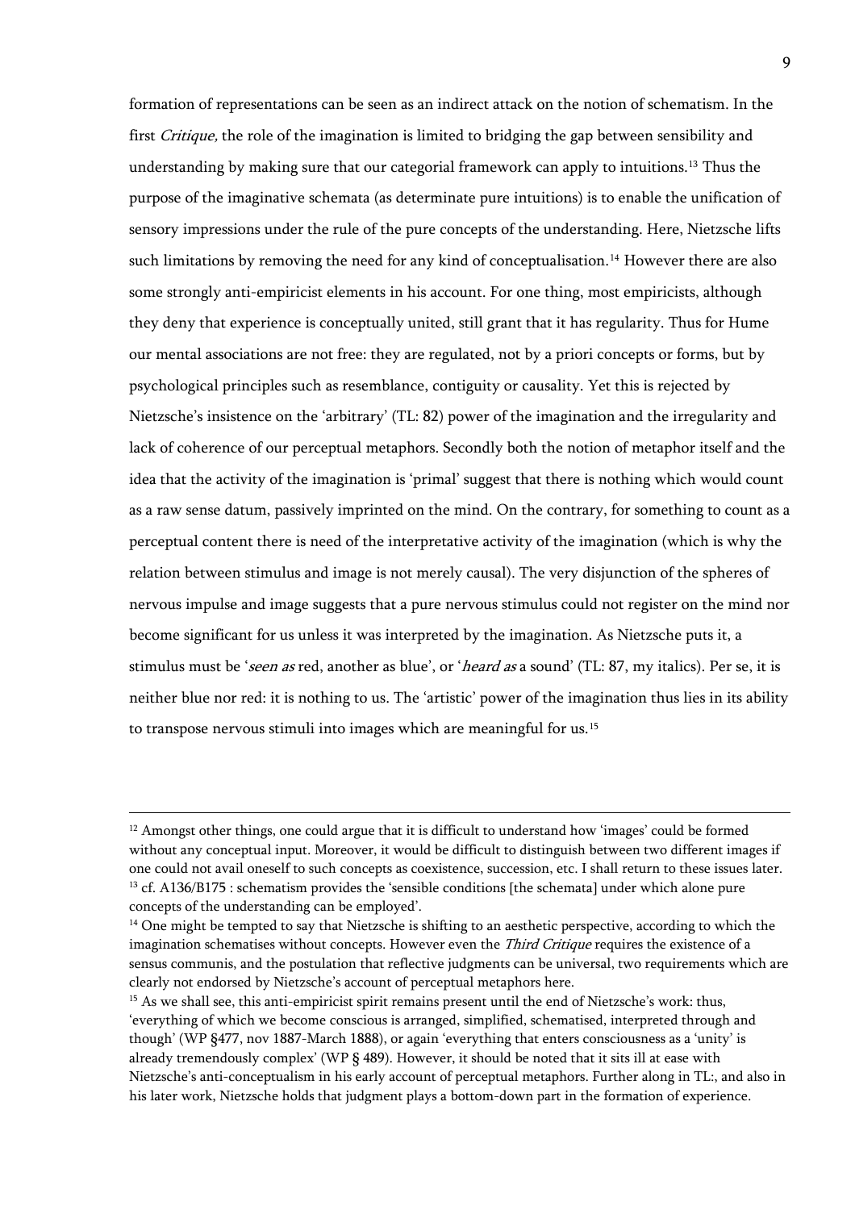formation of representations can be seen as an indirect attack on the notion of schematism. In the first *Critique*, the role of the imagination is limited to bridging the gap between sensibility and understanding by making sure that our categorial framework can apply to intuitions.[13] Thus the purpose of the imaginative schemata (as determinate pure intuitions) is to enable the unification of sensory impressions under the rule of the pure concepts of the understanding. Here, Nietzsche lifts such limitations by removing the need for any kind of conceptualisation.[14] However there are also some strongly anti-empiricist elements in his account. For one thing, most empiricists, although they deny that experience is conceptually united, still grant that it has regularity. Thus for Hume our mental associations are not free: they are regulated, not by a priori concepts or forms, but by psychological principles such as resemblance, contiguity or causality. Yet this is rejected by Nietzsche's insistence on the 'arbitrary' (TL: 82) power of the imagination and the irregularity and lack of coherence of our perceptual metaphors. Secondly both the notion of metaphor itself and the idea that the activity of the imagination is 'primal' suggest that there is nothing which would count as a raw sense datum, passively imprinted on the mind. On the contrary, for something to count as a perceptual content there is need of the interpretative activity of the imagination (which is why the relation between stimulus and image is not merely causal). The very disjunction of the spheres of nervous impulse and image suggests that a pure nervous stimulus could not register on the mind nor become significant for us unless it was interpreted by the imagination. As Nietzsche puts it, a stimulus must be '*seen as* red, another as blue', or '*heard as* a sound' (TL: 87, my italics). Per se, it is neither blue nor red: it is nothing to us. The 'artistic' power of the imagination thus lies in its ability to transpose nervous stimuli into images which are meaningful for us.[15]

---

[12] Amongst other things, one could argue that it is difficult to understand how 'images' could be formed without any conceptual input. Moreover, it would be difficult to distinguish between two different images if one could not avail oneself to such concepts as coexistence, succession, etc. I shall return to these issues later.

[13] cf. A136/B175 : schematism provides the 'sensible conditions [the schemata] under which alone pure concepts of the understanding can be employed'.

[14] One might be tempted to say that Nietzsche is shifting to an aesthetic perspective, according to which the imagination schematises without concepts. However even the *Third Critique* requires the existence of a sensus communis, and the postulation that reflective judgments can be universal, two requirements which are clearly not endorsed by Nietzsche's account of perceptual metaphors here.

[15] As we shall see, this anti-empiricist spirit remains present until the end of Nietzsche's work: thus, 'everything of which we become conscious is arranged, simplified, schematised, interpreted through and though' (WP §477, nov 1887-March 1888), or again 'everything that enters consciousness as a 'unity' is already tremendously complex' (WP § 489). However, it should be noted that it sits ill at ease with Nietzsche's anti-conceptualism in his early account of perceptual metaphors. Further along in TL:, and also in his later work, Nietzsche holds that judgment plays a bottom-down part in the formation of experience.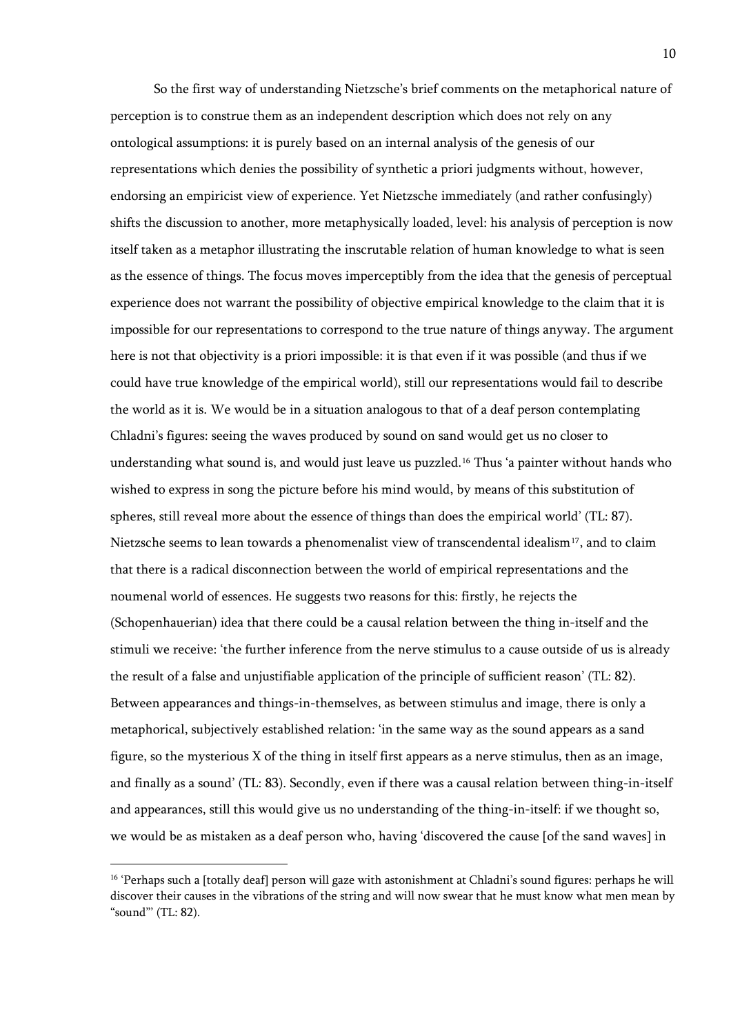So the first way of understanding Nietzsche's brief comments on the metaphorical nature of perception is to construe them as an independent description which does not rely on any ontological assumptions: it is purely based on an internal analysis of the genesis of our representations which denies the possibility of synthetic a priori judgments without, however, endorsing an empiricist view of experience. Yet Nietzsche immediately (and rather confusingly) shifts the discussion to another, more metaphysically loaded, level: his analysis of perception is now itself taken as a metaphor illustrating the inscrutable relation of human knowledge to what is seen as the essence of things. The focus moves imperceptibly from the idea that the genesis of perceptual experience does not warrant the possibility of objective empirical knowledge to the claim that it is impossible for our representations to correspond to the true nature of things anyway. The argument here is not that objectivity is a priori impossible: it is that even if it was possible (and thus if we could have true knowledge of the empirical world), still our representations would fail to describe the world as it is. We would be in a situation analogous to that of a deaf person contemplating Chladni's figures: seeing the waves produced by sound on sand would get us no closer to understanding what sound is, and would just leave us puzzled.[16] Thus 'a painter without hands who wished to express in song the picture before his mind would, by means of this substitution of spheres, still reveal more about the essence of things than does the empirical world' (TL: 87). Nietzsche seems to lean towards a phenomenalist view of transcendental idealism[17], and to claim that there is a radical disconnection between the world of empirical representations and the noumenal world of essences. He suggests two reasons for this: firstly, he rejects the (Schopenhauerian) idea that there could be a causal relation between the thing in-itself and the stimuli we receive: 'the further inference from the nerve stimulus to a cause outside of us is already the result of a false and unjustifiable application of the principle of sufficient reason' (TL: 82). Between appearances and things-in-themselves, as between stimulus and image, there is only a metaphorical, subjectively established relation: 'in the same way as the sound appears as a sand figure, so the mysterious X of the thing in itself first appears as a nerve stimulus, then as an image, and finally as a sound' (TL: 83). Secondly, even if there was a causal relation between thing-in-itself and appearances, still this would give us no understanding of the thing-in-itself: if we thought so, we would be as mistaken as a deaf person who, having 'discovered the cause [of the sand waves] in

[16] 'Perhaps such a [totally deaf] person will gaze with astonishment at Chladni's sound figures: perhaps he will discover their causes in the vibrations of the string and will now swear that he must know what men mean by "sound"' (TL: 82).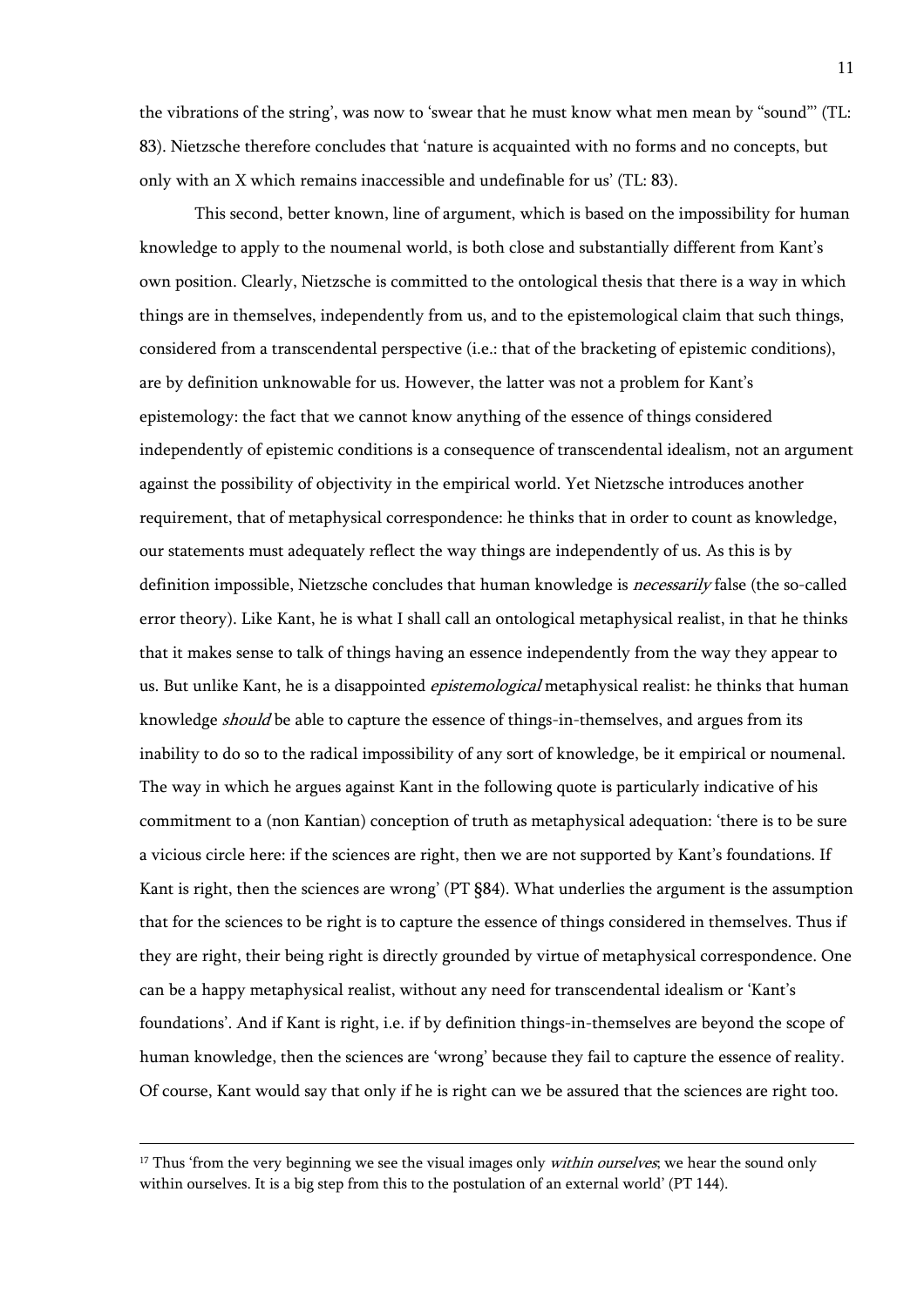the vibrations of the string', was now to 'swear that he must know what men mean by "sound"' (TL: 83). Nietzsche therefore concludes that 'nature is acquainted with no forms and no concepts, but only with an X which remains inaccessible and undefinable for us' (TL: 83).

This second, better known, line of argument, which is based on the impossibility for human knowledge to apply to the noumenal world, is both close and substantially different from Kant's own position. Clearly, Nietzsche is committed to the ontological thesis that there is a way in which things are in themselves, independently from us, and to the epistemological claim that such things, considered from a transcendental perspective (i.e.: that of the bracketing of epistemic conditions), are by definition unknowable for us. However, the latter was not a problem for Kant's epistemology: the fact that we cannot know anything of the essence of things considered independently of epistemic conditions is a consequence of transcendental idealism, not an argument against the possibility of objectivity in the empirical world. Yet Nietzsche introduces another requirement, that of metaphysical correspondence: he thinks that in order to count as knowledge, our statements must adequately reflect the way things are independently of us. As this is by definition impossible, Nietzsche concludes that human knowledge is *necessarily* false (the so-called error theory). Like Kant, he is what I shall call an ontological metaphysical realist, in that he thinks that it makes sense to talk of things having an essence independently from the way they appear to us. But unlike Kant, he is a disappointed *epistemological* metaphysical realist: he thinks that human knowledge *should* be able to capture the essence of things-in-themselves, and argues from its inability to do so to the radical impossibility of any sort of knowledge, be it empirical or noumenal. The way in which he argues against Kant in the following quote is particularly indicative of his commitment to a (non Kantian) conception of truth as metaphysical adequation: 'there is to be sure a vicious circle here: if the sciences are right, then we are not supported by Kant's foundations. If Kant is right, then the sciences are wrong' (PT §84). What underlies the argument is the assumption that for the sciences to be right is to capture the essence of things considered in themselves. Thus if they are right, their being right is directly grounded by virtue of metaphysical correspondence. One can be a happy metaphysical realist, without any need for transcendental idealism or 'Kant's foundations'. And if Kant is right, i.e. if by definition things-in-themselves are beyond the scope of human knowledge, then the sciences are 'wrong' because they fail to capture the essence of reality. Of course, Kant would say that only if he is right can we be assured that the sciences are right too.

---

[17] Thus 'from the very beginning we see the visual images only *within ourselves*; we hear the sound only within ourselves. It is a big step from this to the postulation of an external world' (PT 144).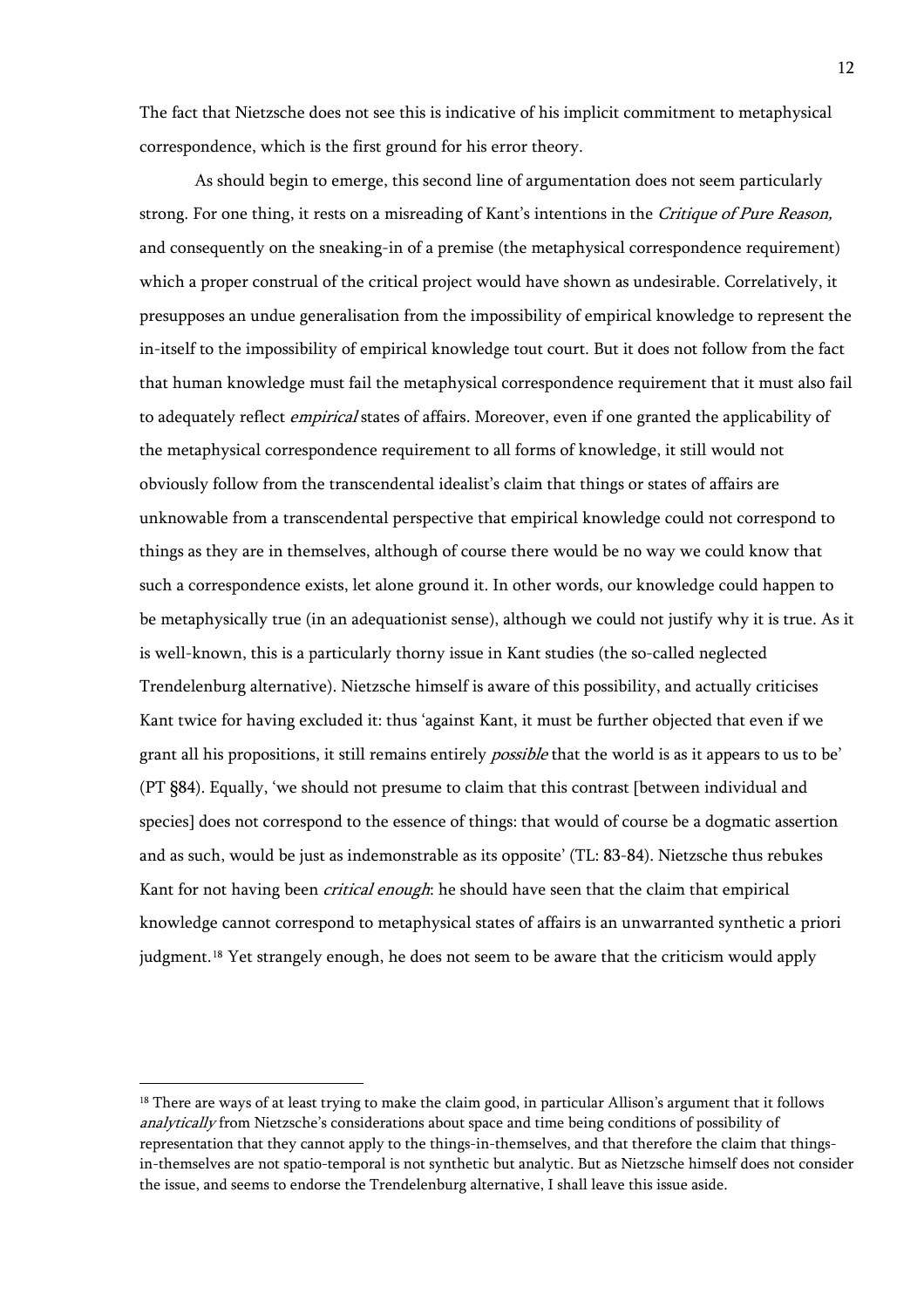The fact that Nietzsche does not see this is indicative of his implicit commitment to metaphysical correspondence, which is the first ground for his error theory.

As should begin to emerge, this second line of argumentation does not seem particularly strong. For one thing, it rests on a misreading of Kant's intentions in the *Critique of Pure Reason,* and consequently on the sneaking-in of a premise (the metaphysical correspondence requirement) which a proper construal of the critical project would have shown as undesirable. Correlatively, it presupposes an undue generalisation from the impossibility of empirical knowledge to represent the in-itself to the impossibility of empirical knowledge tout court. But it does not follow from the fact that human knowledge must fail the metaphysical correspondence requirement that it must also fail to adequately reflect *empirical* states of affairs. Moreover, even if one granted the applicability of the metaphysical correspondence requirement to all forms of knowledge, it still would not obviously follow from the transcendental idealist's claim that things or states of affairs are unknowable from a transcendental perspective that empirical knowledge could not correspond to things as they are in themselves, although of course there would be no way we could know that such a correspondence exists, let alone ground it. In other words, our knowledge could happen to be metaphysically true (in an adequationist sense), although we could not justify why it is true. As it is well-known, this is a particularly thorny issue in Kant studies (the so-called neglected Trendelenburg alternative). Nietzsche himself is aware of this possibility, and actually criticises Kant twice for having excluded it: thus 'against Kant, it must be further objected that even if we grant all his propositions, it still remains entirely *possible* that the world is as it appears to us to be' (PT §84). Equally, 'we should not presume to claim that this contrast [between individual and species] does not correspond to the essence of things: that would of course be a dogmatic assertion and as such, would be just as indemonstrable as its opposite' (TL: 83-84). Nietzsche thus rebukes Kant for not having been *critical enough*: he should have seen that the claim that empirical knowledge cannot correspond to metaphysical states of affairs is an unwarranted synthetic a priori judgment.[18] Yet strangely enough, he does not seem to be aware that the criticism would apply

---

[18] There are ways of at least trying to make the claim good, in particular Allison's argument that it follows *analytically* from Nietzsche's considerations about space and time being conditions of possibility of representation that they cannot apply to the things-in-themselves, and that therefore the claim that things-in-themselves are not spatio-temporal is not synthetic but analytic. But as Nietzsche himself does not consider the issue, and seems to endorse the Trendelenburg alternative, I shall leave this issue aside.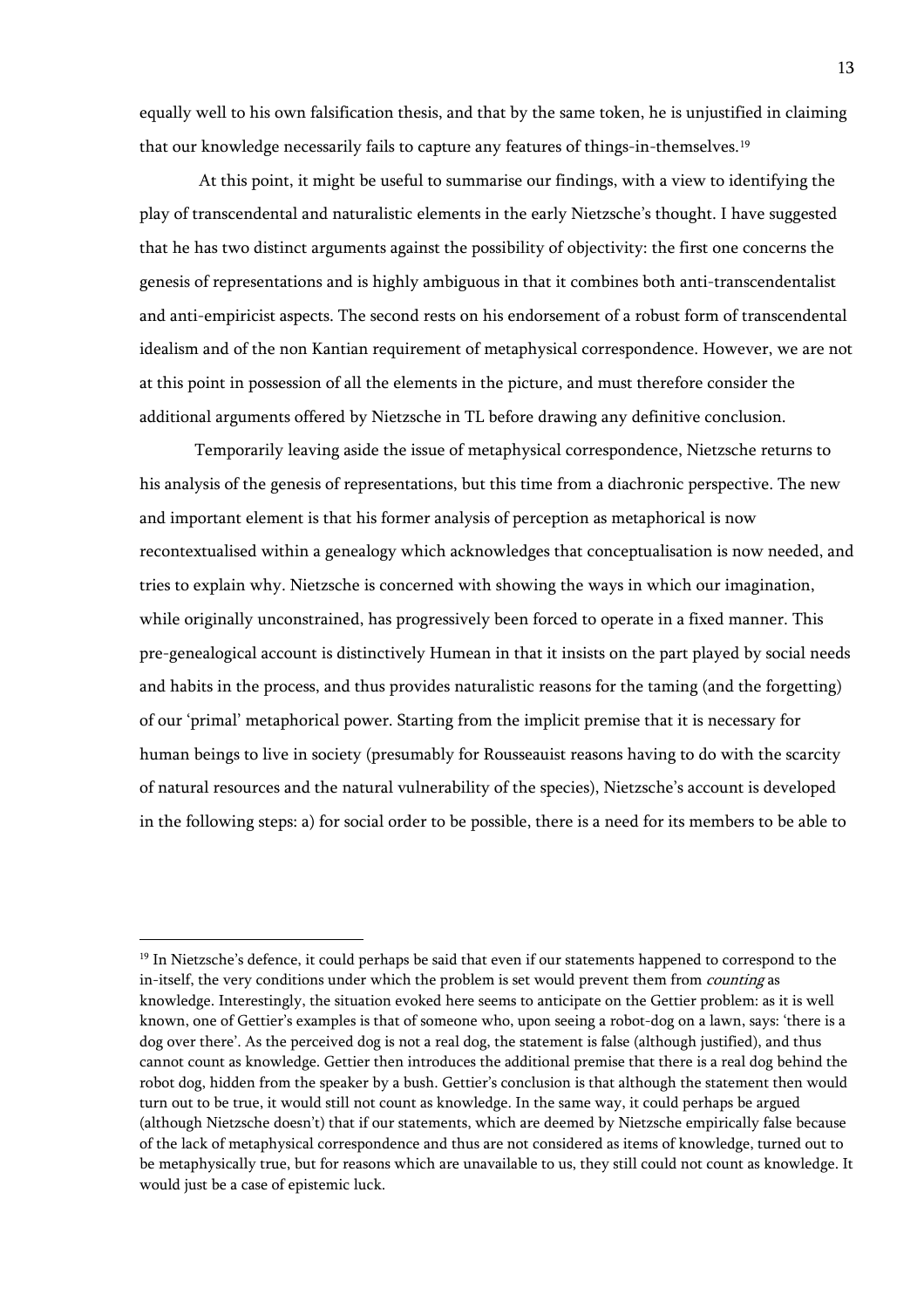equally well to his own falsification thesis, and that by the same token, he is unjustified in claiming that our knowledge necessarily fails to capture any features of things-in-themselves.[19]

At this point, it might be useful to summarise our findings, with a view to identifying the play of transcendental and naturalistic elements in the early Nietzsche's thought. I have suggested that he has two distinct arguments against the possibility of objectivity: the first one concerns the genesis of representations and is highly ambiguous in that it combines both anti-transcendentalist and anti-empiricist aspects. The second rests on his endorsement of a robust form of transcendental idealism and of the non Kantian requirement of metaphysical correspondence. However, we are not at this point in possession of all the elements in the picture, and must therefore consider the additional arguments offered by Nietzsche in TL before drawing any definitive conclusion.

Temporarily leaving aside the issue of metaphysical correspondence, Nietzsche returns to his analysis of the genesis of representations, but this time from a diachronic perspective. The new and important element is that his former analysis of perception as metaphorical is now recontextualised within a genealogy which acknowledges that conceptualisation is now needed, and tries to explain why. Nietzsche is concerned with showing the ways in which our imagination, while originally unconstrained, has progressively been forced to operate in a fixed manner. This pre-genealogical account is distinctively Humean in that it insists on the part played by social needs and habits in the process, and thus provides naturalistic reasons for the taming (and the forgetting) of our 'primal' metaphorical power. Starting from the implicit premise that it is necessary for human beings to live in society (presumably for Rousseauist reasons having to do with the scarcity of natural resources and the natural vulnerability of the species), Nietzsche's account is developed in the following steps: a) for social order to be possible, there is a need for its members to be able to

---

[19] In Nietzsche's defence, it could perhaps be said that even if our statements happened to correspond to the in-itself, the very conditions under which the problem is set would prevent them from *counting* as knowledge. Interestingly, the situation evoked here seems to anticipate on the Gettier problem: as it is well known, one of Gettier's examples is that of someone who, upon seeing a robot-dog on a lawn, says: 'there is a dog over there'. As the perceived dog is not a real dog, the statement is false (although justified), and thus cannot count as knowledge. Gettier then introduces the additional premise that there is a real dog behind the robot dog, hidden from the speaker by a bush. Gettier's conclusion is that although the statement then would turn out to be true, it would still not count as knowledge. In the same way, it could perhaps be argued (although Nietzsche doesn't) that if our statements, which are deemed by Nietzsche empirically false because of the lack of metaphysical correspondence and thus are not considered as items of knowledge, turned out to be metaphysically true, but for reasons which are unavailable to us, they still could not count as knowledge. It would just be a case of epistemic luck.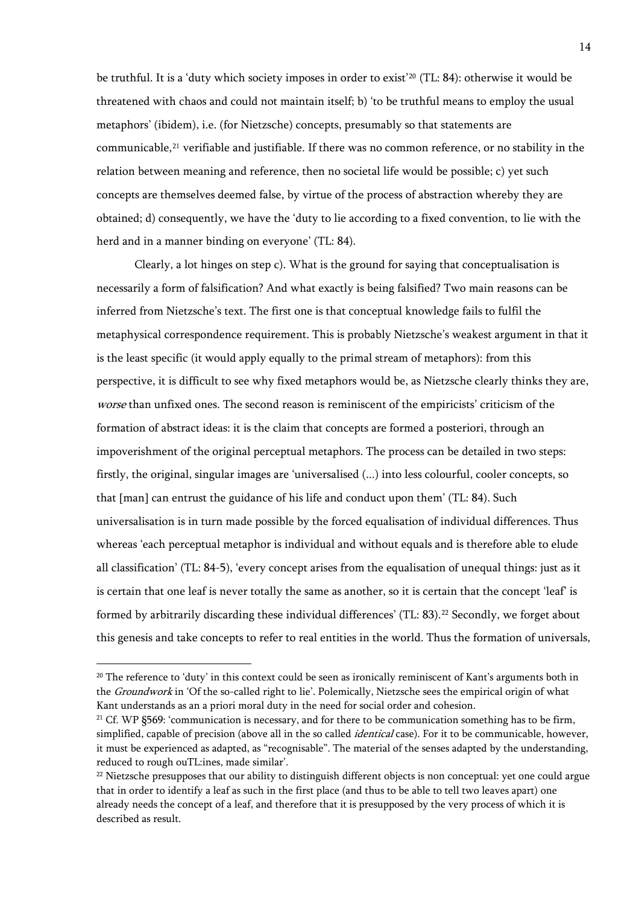be truthful. It is a 'duty which society imposes in order to exist'[20] (TL: 84): otherwise it would be threatened with chaos and could not maintain itself; b) 'to be truthful means to employ the usual metaphors' (ibidem), i.e. (for Nietzsche) concepts, presumably so that statements are communicable,[21] verifiable and justifiable. If there was no common reference, or no stability in the relation between meaning and reference, then no societal life would be possible; c) yet such concepts are themselves deemed false, by virtue of the process of abstraction whereby they are obtained; d) consequently, we have the 'duty to lie according to a fixed convention, to lie with the herd and in a manner binding on everyone' (TL: 84).

Clearly, a lot hinges on step c). What is the ground for saying that conceptualisation is necessarily a form of falsification? And what exactly is being falsified? Two main reasons can be inferred from Nietzsche's text. The first one is that conceptual knowledge fails to fulfil the metaphysical correspondence requirement. This is probably Nietzsche's weakest argument in that it is the least specific (it would apply equally to the primal stream of metaphors): from this perspective, it is difficult to see why fixed metaphors would be, as Nietzsche clearly thinks they are, *worse* than unfixed ones. The second reason is reminiscent of the empiricists' criticism of the formation of abstract ideas: it is the claim that concepts are formed a posteriori, through an impoverishment of the original perceptual metaphors. The process can be detailed in two steps: firstly, the original, singular images are 'universalised (...) into less colourful, cooler concepts, so that [man] can entrust the guidance of his life and conduct upon them' (TL: 84). Such universalisation is in turn made possible by the forced equalisation of individual differences. Thus whereas 'each perceptual metaphor is individual and without equals and is therefore able to elude all classification' (TL: 84-5), 'every concept arises from the equalisation of unequal things: just as it is certain that one leaf is never totally the same as another, so it is certain that the concept 'leaf' is formed by arbitrarily discarding these individual differences' (TL: 83).[22] Secondly, we forget about this genesis and take concepts to refer to real entities in the world. Thus the formation of universals,

[20] The reference to 'duty' in this context could be seen as ironically reminiscent of Kant's arguments both in the *Groundwork* in 'Of the so-called right to lie'. Polemically, Nietzsche sees the empirical origin of what Kant understands as an a priori moral duty in the need for social order and cohesion.

[21] Cf. WP §569: 'communication is necessary, and for there to be communication something has to be firm, simplified, capable of precision (above all in the so called *identical* case). For it to be communicable, however, it must be experienced as adapted, as "recognisable". The material of the senses adapted by the understanding, reduced to rough ouTL:ines, made similar'.

[22] Nietzsche presupposes that our ability to distinguish different objects is non conceptual: yet one could argue that in order to identify a leaf as such in the first place (and thus to be able to tell two leaves apart) one already needs the concept of a leaf, and therefore that it is presupposed by the very process of which it is described as result.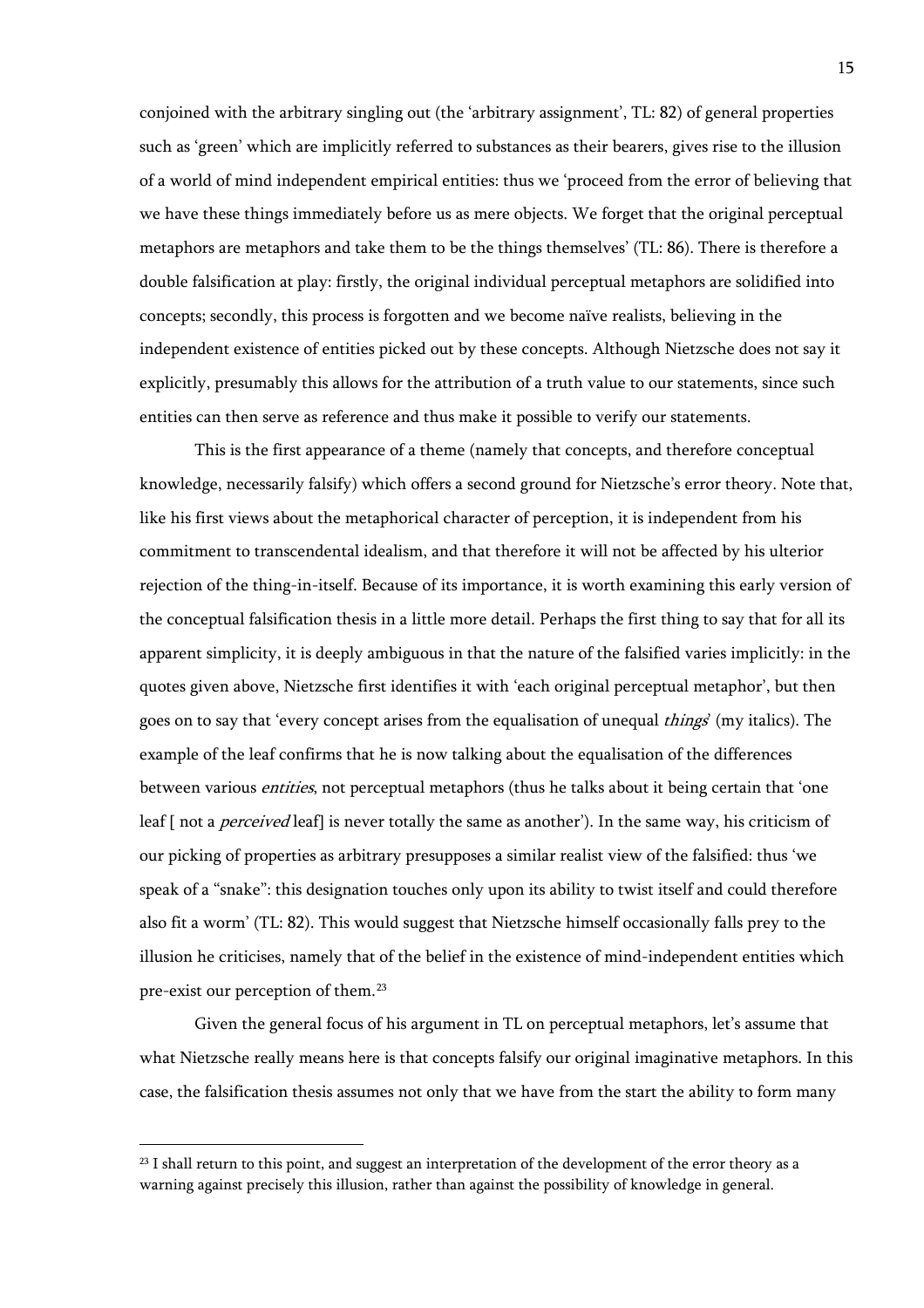conjoined with the arbitrary singling out (the 'arbitrary assignment', TL: 82) of general properties such as 'green' which are implicitly referred to substances as their bearers, gives rise to the illusion of a world of mind independent empirical entities: thus we 'proceed from the error of believing that we have these things immediately before us as mere objects. We forget that the original perceptual metaphors are metaphors and take them to be the things themselves' (TL: 86). There is therefore a double falsification at play: firstly, the original individual perceptual metaphors are solidified into concepts; secondly, this process is forgotten and we become naïve realists, believing in the independent existence of entities picked out by these concepts. Although Nietzsche does not say it explicitly, presumably this allows for the attribution of a truth value to our statements, since such entities can then serve as reference and thus make it possible to verify our statements.

This is the first appearance of a theme (namely that concepts, and therefore conceptual knowledge, necessarily falsify) which offers a second ground for Nietzsche's error theory. Note that, like his first views about the metaphorical character of perception, it is independent from his commitment to transcendental idealism, and that therefore it will not be affected by his ulterior rejection of the thing-in-itself. Because of its importance, it is worth examining this early version of the conceptual falsification thesis in a little more detail. Perhaps the first thing to say that for all its apparent simplicity, it is deeply ambiguous in that the nature of the falsified varies implicitly: in the quotes given above, Nietzsche first identifies it with 'each original perceptual metaphor', but then goes on to say that 'every concept arises from the equalisation of unequal *things*' (my italics). The example of the leaf confirms that he is now talking about the equalisation of the differences between various *entities*, not perceptual metaphors (thus he talks about it being certain that 'one leaf [ not a *perceived* leaf] is never totally the same as another'). In the same way, his criticism of our picking of properties as arbitrary presupposes a similar realist view of the falsified: thus 'we speak of a "snake": this designation touches only upon its ability to twist itself and could therefore also fit a worm' (TL: 82). This would suggest that Nietzsche himself occasionally falls prey to the illusion he criticises, namely that of the belief in the existence of mind-independent entities which pre-exist our perception of them.[23]

Given the general focus of his argument in TL on perceptual metaphors, let's assume that what Nietzsche really means here is that concepts falsify our original imaginative metaphors. In this case, the falsification thesis assumes not only that we have from the start the ability to form many

[23] I shall return to this point, and suggest an interpretation of the development of the error theory as a warning against precisely this illusion, rather than against the possibility of knowledge in general.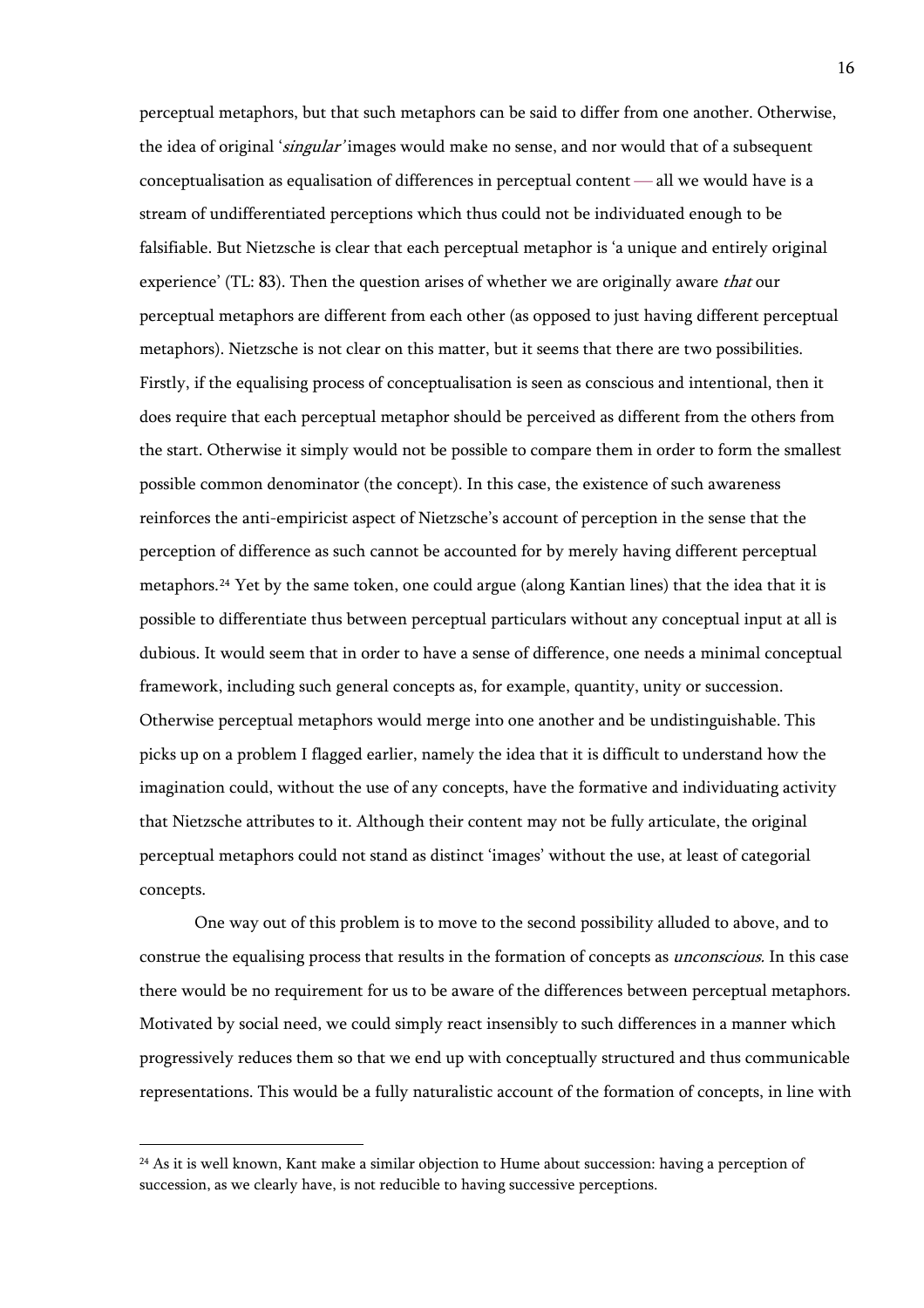perceptual metaphors, but that such metaphors can be said to differ from one another. Otherwise, the idea of original '*singular*' images would make no sense, and nor would that of a subsequent conceptualisation as equalisation of differences in perceptual content — all we would have is a stream of undifferentiated perceptions which thus could not be individuated enough to be falsifiable. But Nietzsche is clear that each perceptual metaphor is 'a unique and entirely original experience' (TL: 83). Then the question arises of whether we are originally aware *that* our perceptual metaphors are different from each other (as opposed to just having different perceptual metaphors). Nietzsche is not clear on this matter, but it seems that there are two possibilities. Firstly, if the equalising process of conceptualisation is seen as conscious and intentional, then it does require that each perceptual metaphor should be perceived as different from the others from the start. Otherwise it simply would not be possible to compare them in order to form the smallest possible common denominator (the concept). In this case, the existence of such awareness reinforces the anti-empiricist aspect of Nietzsche's account of perception in the sense that the perception of difference as such cannot be accounted for by merely having different perceptual metaphors.[24] Yet by the same token, one could argue (along Kantian lines) that the idea that it is possible to differentiate thus between perceptual particulars without any conceptual input at all is dubious. It would seem that in order to have a sense of difference, one needs a minimal conceptual framework, including such general concepts as, for example, quantity, unity or succession. Otherwise perceptual metaphors would merge into one another and be undistinguishable. This picks up on a problem I flagged earlier, namely the idea that it is difficult to understand how the imagination could, without the use of any concepts, have the formative and individuating activity that Nietzsche attributes to it. Although their content may not be fully articulate, the original perceptual metaphors could not stand as distinct 'images' without the use, at least of categorial concepts.

One way out of this problem is to move to the second possibility alluded to above, and to construe the equalising process that results in the formation of concepts as *unconscious.* In this case there would be no requirement for us to be aware of the differences between perceptual metaphors. Motivated by social need, we could simply react insensibly to such differences in a manner which progressively reduces them so that we end up with conceptually structured and thus communicable representations. This would be a fully naturalistic account of the formation of concepts, in line with

[24] As it is well known, Kant make a similar objection to Hume about succession: having a perception of succession, as we clearly have, is not reducible to having successive perceptions.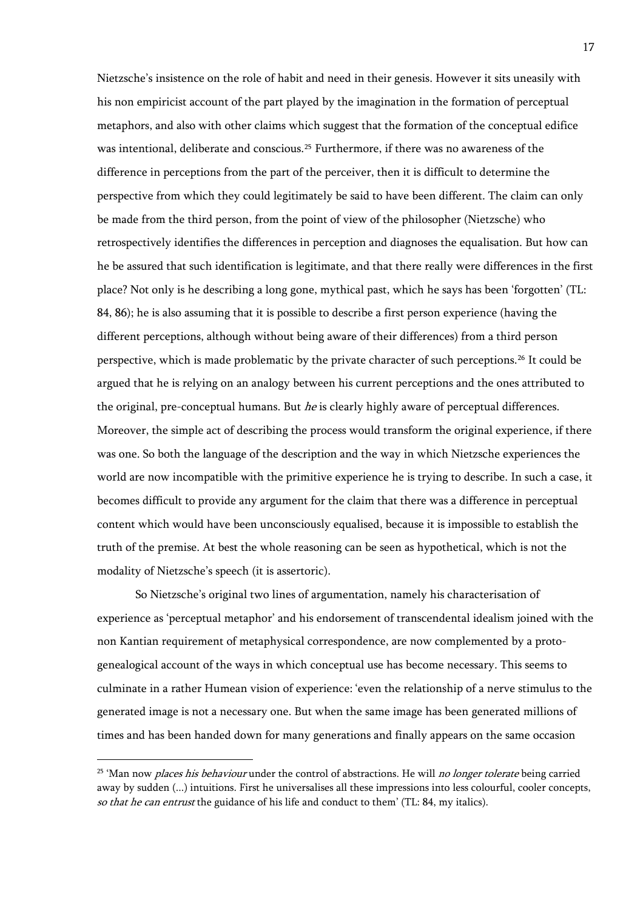Nietzsche's insistence on the role of habit and need in their genesis. However it sits uneasily with his non empiricist account of the part played by the imagination in the formation of perceptual metaphors, and also with other claims which suggest that the formation of the conceptual edifice was intentional, deliberate and conscious.[25] Furthermore, if there was no awareness of the difference in perceptions from the part of the perceiver, then it is difficult to determine the perspective from which they could legitimately be said to have been different. The claim can only be made from the third person, from the point of view of the philosopher (Nietzsche) who retrospectively identifies the differences in perception and diagnoses the equalisation. But how can he be assured that such identification is legitimate, and that there really were differences in the first place? Not only is he describing a long gone, mythical past, which he says has been 'forgotten' (TL: 84, 86); he is also assuming that it is possible to describe a first person experience (having the different perceptions, although without being aware of their differences) from a third person perspective, which is made problematic by the private character of such perceptions.[26] It could be argued that he is relying on an analogy between his current perceptions and the ones attributed to the original, pre-conceptual humans. But *he* is clearly highly aware of perceptual differences. Moreover, the simple act of describing the process would transform the original experience, if there was one. So both the language of the description and the way in which Nietzsche experiences the world are now incompatible with the primitive experience he is trying to describe. In such a case, it becomes difficult to provide any argument for the claim that there was a difference in perceptual content which would have been unconsciously equalised, because it is impossible to establish the truth of the premise. At best the whole reasoning can be seen as hypothetical, which is not the modality of Nietzsche's speech (it is assertoric).

So Nietzsche's original two lines of argumentation, namely his characterisation of experience as 'perceptual metaphor' and his endorsement of transcendental idealism joined with the non Kantian requirement of metaphysical correspondence, are now complemented by a proto-genealogical account of the ways in which conceptual use has become necessary. This seems to culminate in a rather Humean vision of experience: 'even the relationship of a nerve stimulus to the generated image is not a necessary one. But when the same image has been generated millions of times and has been handed down for many generations and finally appears on the same occasion

---

[25] 'Man now *places his behaviour* under the control of abstractions. He will *no longer tolerate* being carried away by sudden (...) intuitions. First he universalises all these impressions into less colourful, cooler concepts, *so that he can entrust* the guidance of his life and conduct to them' (TL: 84, my italics).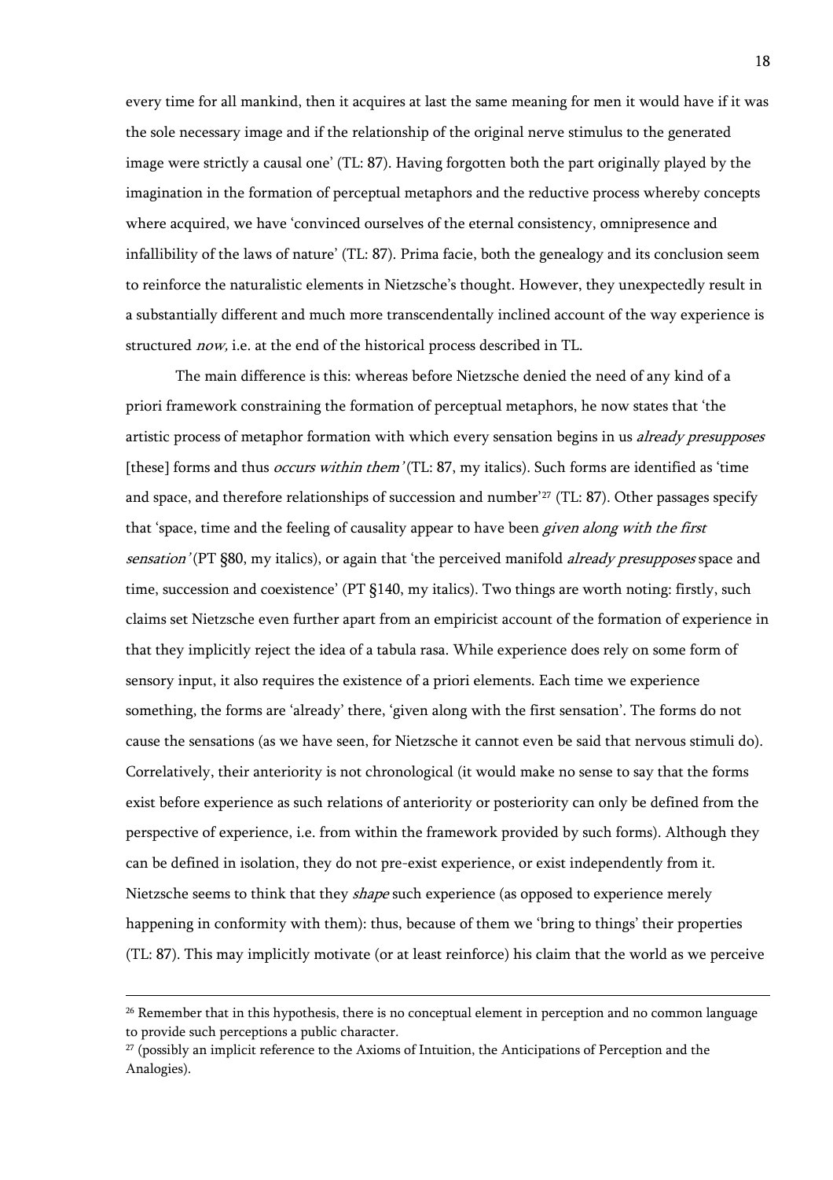every time for all mankind, then it acquires at last the same meaning for men it would have if it was the sole necessary image and if the relationship of the original nerve stimulus to the generated image were strictly a causal one' (TL: 87). Having forgotten both the part originally played by the imagination in the formation of perceptual metaphors and the reductive process whereby concepts where acquired, we have 'convinced ourselves of the eternal consistency, omnipresence and infallibility of the laws of nature' (TL: 87). Prima facie, both the genealogy and its conclusion seem to reinforce the naturalistic elements in Nietzsche's thought. However, they unexpectedly result in a substantially different and much more transcendentally inclined account of the way experience is structured *now,* i.e. at the end of the historical process described in TL.

The main difference is this: whereas before Nietzsche denied the need of any kind of a priori framework constraining the formation of perceptual metaphors, he now states that 'the artistic process of metaphor formation with which every sensation begins in us *already presupposes* [these] forms and thus *occurs within them'* (TL: 87, my italics). Such forms are identified as 'time and space, and therefore relationships of succession and number'[27] (TL: 87). Other passages specify that 'space, time and the feeling of causality appear to have been *given along with the first sensation'* (PT §80, my italics), or again that 'the perceived manifold *already presupposes* space and time, succession and coexistence' (PT §140, my italics). Two things are worth noting: firstly, such claims set Nietzsche even further apart from an empiricist account of the formation of experience in that they implicitly reject the idea of a tabula rasa. While experience does rely on some form of sensory input, it also requires the existence of a priori elements. Each time we experience something, the forms are 'already' there, 'given along with the first sensation'. The forms do not cause the sensations (as we have seen, for Nietzsche it cannot even be said that nervous stimuli do). Correlatively, their anteriority is not chronological (it would make no sense to say that the forms exist before experience as such relations of anteriority or posteriority can only be defined from the perspective of experience, i.e. from within the framework provided by such forms). Although they can be defined in isolation, they do not pre-exist experience, or exist independently from it. Nietzsche seems to think that they *shape* such experience (as opposed to experience merely happening in conformity with them): thus, because of them we 'bring to things' their properties (TL: 87). This may implicitly motivate (or at least reinforce) his claim that the world as we perceive

---

[26] Remember that in this hypothesis, there is no conceptual element in perception and no common language to provide such perceptions a public character.

[27] (possibly an implicit reference to the Axioms of Intuition, the Anticipations of Perception and the Analogies).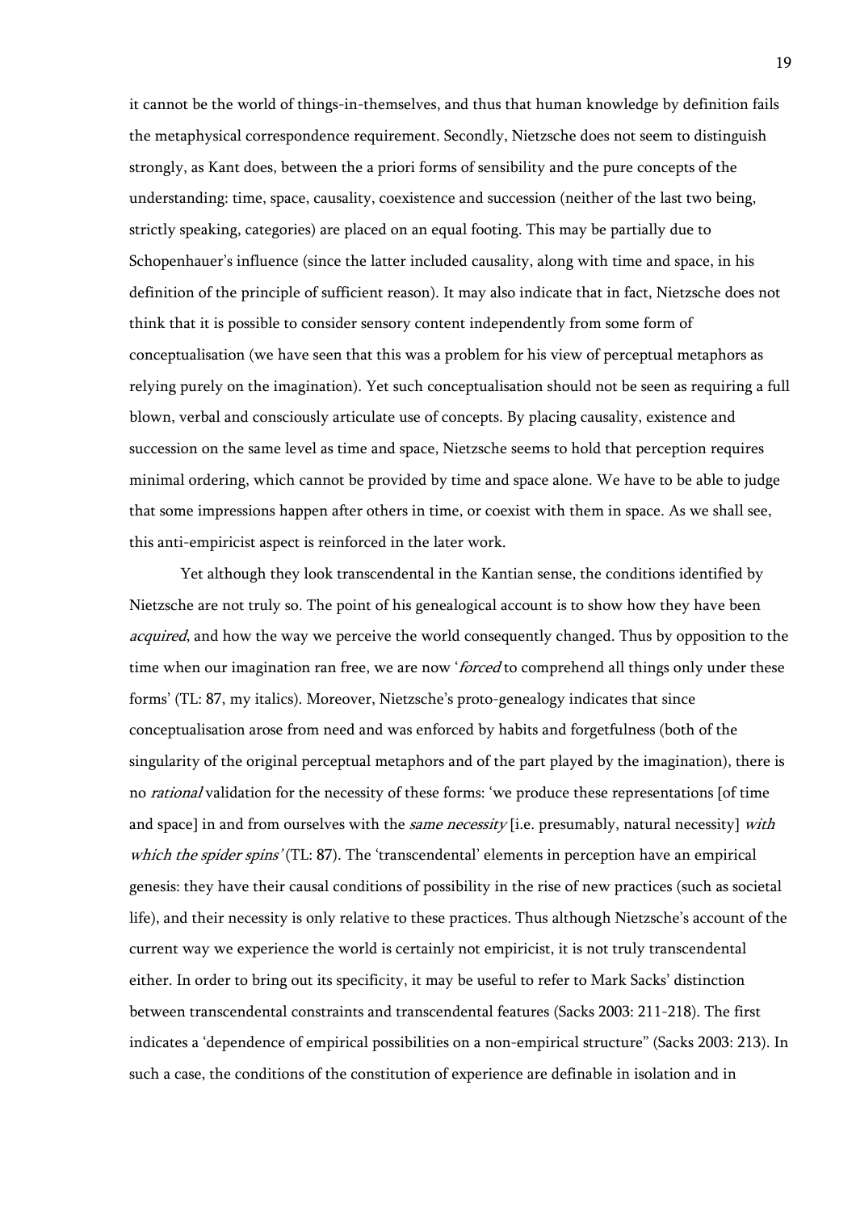it cannot be the world of things-in-themselves, and thus that human knowledge by definition fails the metaphysical correspondence requirement. Secondly, Nietzsche does not seem to distinguish strongly, as Kant does, between the a priori forms of sensibility and the pure concepts of the understanding: time, space, causality, coexistence and succession (neither of the last two being, strictly speaking, categories) are placed on an equal footing. This may be partially due to Schopenhauer's influence (since the latter included causality, along with time and space, in his definition of the principle of sufficient reason). It may also indicate that in fact, Nietzsche does not think that it is possible to consider sensory content independently from some form of conceptualisation (we have seen that this was a problem for his view of perceptual metaphors as relying purely on the imagination). Yet such conceptualisation should not be seen as requiring a full blown, verbal and consciously articulate use of concepts. By placing causality, existence and succession on the same level as time and space, Nietzsche seems to hold that perception requires minimal ordering, which cannot be provided by time and space alone. We have to be able to judge that some impressions happen after others in time, or coexist with them in space. As we shall see, this anti-empiricist aspect is reinforced in the later work.

Yet although they look transcendental in the Kantian sense, the conditions identified by Nietzsche are not truly so. The point of his genealogical account is to show how they have been *acquired*, and how the way we perceive the world consequently changed. Thus by opposition to the time when our imagination ran free, we are now '*forced* to comprehend all things only under these forms' (TL: 87, my italics). Moreover, Nietzsche's proto-genealogy indicates that since conceptualisation arose from need and was enforced by habits and forgetfulness (both of the singularity of the original perceptual metaphors and of the part played by the imagination), there is no *rational* validation for the necessity of these forms: 'we produce these representations [of time and space] in and from ourselves with the *same necessity* [i.e. presumably, natural necessity] *with which the spider spins'* (TL: 87). The 'transcendental' elements in perception have an empirical genesis: they have their causal conditions of possibility in the rise of new practices (such as societal life), and their necessity is only relative to these practices. Thus although Nietzsche's account of the current way we experience the world is certainly not empiricist, it is not truly transcendental either. In order to bring out its specificity, it may be useful to refer to Mark Sacks' distinction between transcendental constraints and transcendental features (Sacks 2003: 211-218). The first indicates a 'dependence of empirical possibilities on a non-empirical structure" (Sacks 2003: 213). In such a case, the conditions of the constitution of experience are definable in isolation and in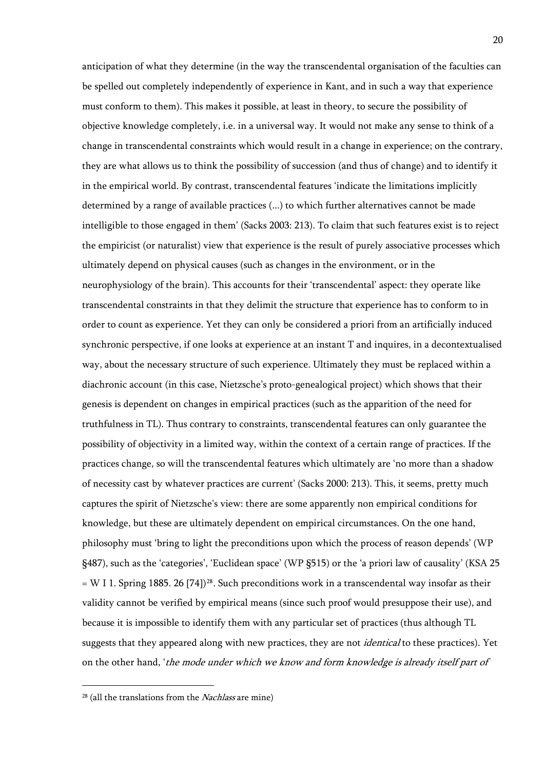anticipation of what they determine (in the way the transcendental organisation of the faculties can be spelled out completely independently of experience in Kant, and in such a way that experience must conform to them). This makes it possible, at least in theory, to secure the possibility of objective knowledge completely, i.e. in a universal way. It would not make any sense to think of a change in transcendental constraints which would result in a change in experience; on the contrary, they are what allows us to think the possibility of succession (and thus of change) and to identify it in the empirical world. By contrast, transcendental features 'indicate the limitations implicitly determined by a range of available practices (...) to which further alternatives cannot be made intelligible to those engaged in them' (Sacks 2003: 213). To claim that such features exist is to reject the empiricist (or naturalist) view that experience is the result of purely associative processes which ultimately depend on physical causes (such as changes in the environment, or in the neurophysiology of the brain). This accounts for their 'transcendental' aspect: they operate like transcendental constraints in that they delimit the structure that experience has to conform to in order to count as experience. Yet they can only be considered a priori from an artificially induced synchronic perspective, if one looks at experience at an instant T and inquires, in a decontextualised way, about the necessary structure of such experience. Ultimately they must be replaced within a diachronic account (in this case, Nietzsche's proto-genealogical project) which shows that their genesis is dependent on changes in empirical practices (such as the apparition of the need for truthfulness in TL). Thus contrary to constraints, transcendental features can only guarantee the possibility of objectivity in a limited way, within the context of a certain range of practices. If the practices change, so will the transcendental features which ultimately are 'no more than a shadow of necessity cast by whatever practices are current' (Sacks 2000: 213). This, it seems, pretty much captures the spirit of Nietzsche's view: there are some apparently non empirical conditions for knowledge, but these are ultimately dependent on empirical circumstances. On the one hand, philosophy must 'bring to light the preconditions upon which the process of reason depends' (WP §487), such as the 'categories', 'Euclidean space' (WP §515) or the 'a priori law of causality' (KSA 25 = W I 1. Spring 1885. 26 [74])[28]. Such preconditions work in a transcendental way insofar as their validity cannot be verified by empirical means (since such proof would presuppose their use), and because it is impossible to identify them with any particular set of practices (thus although TL suggests that they appeared along with new practices, they are not *identical* to these practices). Yet on the other hand, '*the mode under which we know and form knowledge is already itself part of*

[28] (all the translations from the *Nachlass* are mine)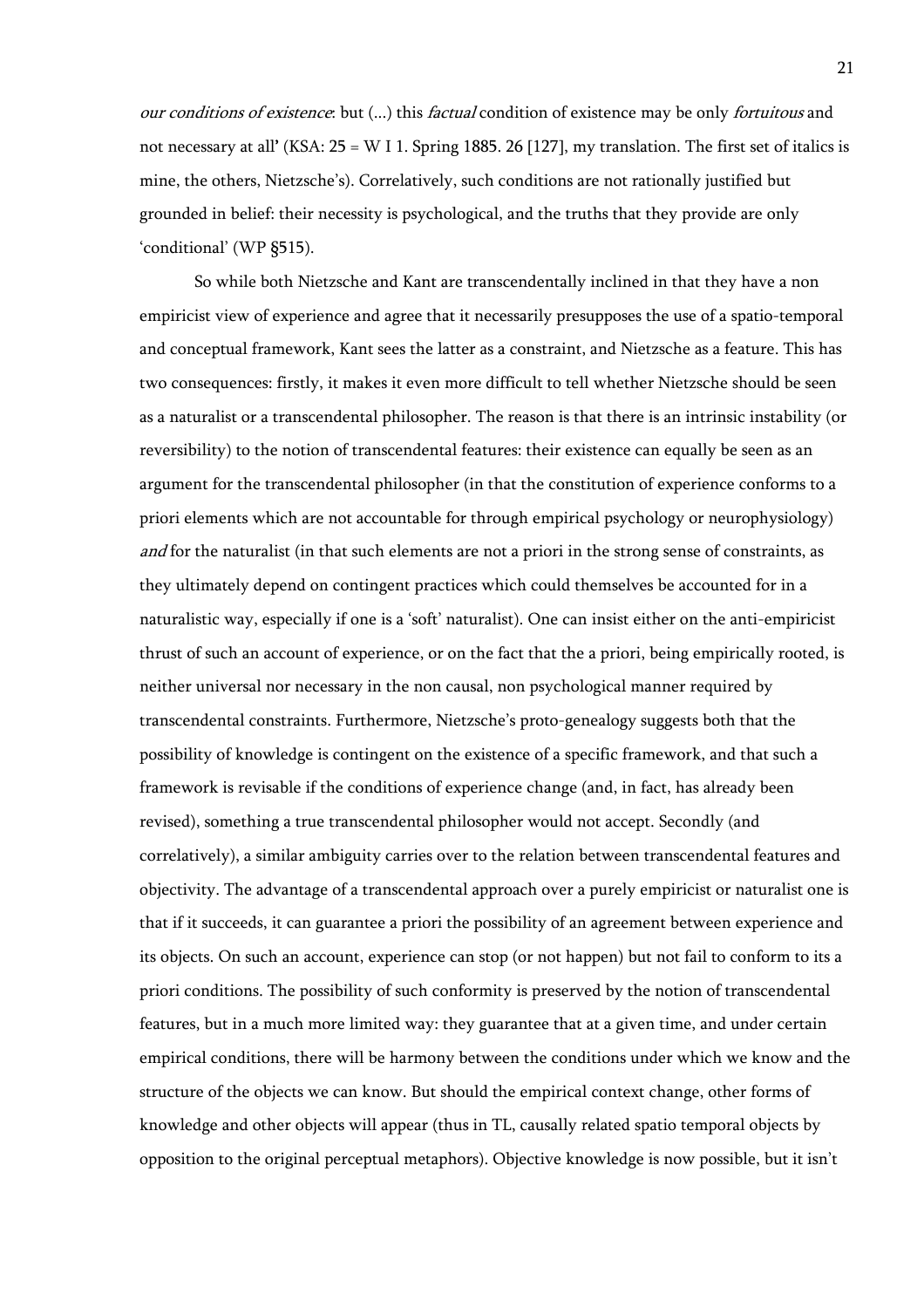*our conditions of existence*: but (...) this *factual* condition of existence may be only *fortuitous* and not necessary at all' (KSA: 25 = W I 1. Spring 1885. 26 [127], my translation. The first set of italics is mine, the others, Nietzsche's). Correlatively, such conditions are not rationally justified but grounded in belief: their necessity is psychological, and the truths that they provide are only 'conditional' (WP §515).

So while both Nietzsche and Kant are transcendentally inclined in that they have a non empiricist view of experience and agree that it necessarily presupposes the use of a spatio-temporal and conceptual framework, Kant sees the latter as a constraint, and Nietzsche as a feature. This has two consequences: firstly, it makes it even more difficult to tell whether Nietzsche should be seen as a naturalist or a transcendental philosopher. The reason is that there is an intrinsic instability (or reversibility) to the notion of transcendental features: their existence can equally be seen as an argument for the transcendental philosopher (in that the constitution of experience conforms to a priori elements which are not accountable for through empirical psychology or neurophysiology) *and* for the naturalist (in that such elements are not a priori in the strong sense of constraints, as they ultimately depend on contingent practices which could themselves be accounted for in a naturalistic way, especially if one is a 'soft' naturalist). One can insist either on the anti-empiricist thrust of such an account of experience, or on the fact that the a priori, being empirically rooted, is neither universal nor necessary in the non causal, non psychological manner required by transcendental constraints. Furthermore, Nietzsche's proto-genealogy suggests both that the possibility of knowledge is contingent on the existence of a specific framework, and that such a framework is revisable if the conditions of experience change (and, in fact, has already been revised), something a true transcendental philosopher would not accept. Secondly (and correlatively), a similar ambiguity carries over to the relation between transcendental features and objectivity. The advantage of a transcendental approach over a purely empiricist or naturalist one is that if it succeeds, it can guarantee a priori the possibility of an agreement between experience and its objects. On such an account, experience can stop (or not happen) but not fail to conform to its a priori conditions. The possibility of such conformity is preserved by the notion of transcendental features, but in a much more limited way: they guarantee that at a given time, and under certain empirical conditions, there will be harmony between the conditions under which we know and the structure of the objects we can know. But should the empirical context change, other forms of knowledge and other objects will appear (thus in TL, causally related spatio temporal objects by opposition to the original perceptual metaphors). Objective knowledge is now possible, but it isn't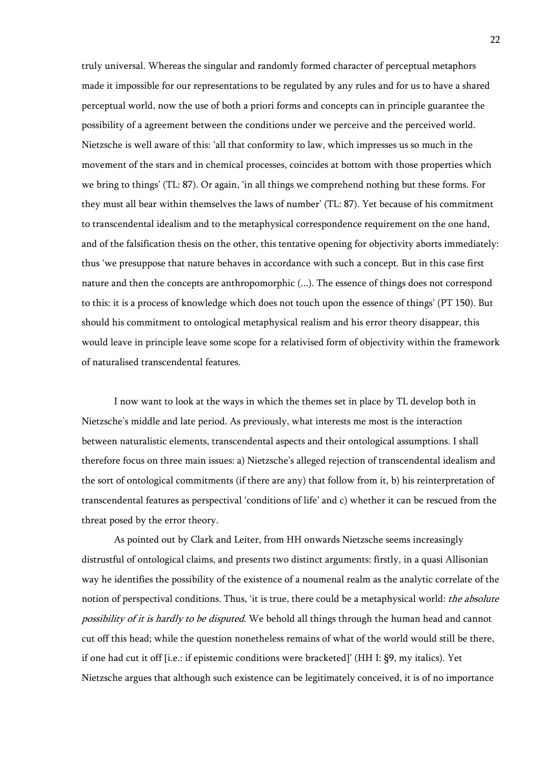truly universal. Whereas the singular and randomly formed character of perceptual metaphors made it impossible for our representations to be regulated by any rules and for us to have a shared perceptual world, now the use of both a priori forms and concepts can in principle guarantee the possibility of a agreement between the conditions under we perceive and the perceived world. Nietzsche is well aware of this: 'all that conformity to law, which impresses us so much in the movement of the stars and in chemical processes, coincides at bottom with those properties which we bring to things' (TL: 87). Or again, 'in all things we comprehend nothing but these forms. For they must all bear within themselves the laws of number' (TL: 87). Yet because of his commitment to transcendental idealism and to the metaphysical correspondence requirement on the one hand, and of the falsification thesis on the other, this tentative opening for objectivity aborts immediately: thus 'we presuppose that nature behaves in accordance with such a concept. But in this case first nature and then the concepts are anthropomorphic (...). The essence of things does not correspond to this: it is a process of knowledge which does not touch upon the essence of things' (PT 150). But should his commitment to ontological metaphysical realism and his error theory disappear, this would leave in principle leave some scope for a relativised form of objectivity within the framework of naturalised transcendental features.

I now want to look at the ways in which the themes set in place by TL develop both in Nietzsche's middle and late period. As previously, what interests me most is the interaction between naturalistic elements, transcendental aspects and their ontological assumptions. I shall therefore focus on three main issues: a) Nietzsche's alleged rejection of transcendental idealism and the sort of ontological commitments (if there are any) that follow from it, b) his reinterpretation of transcendental features as perspectival 'conditions of life' and c) whether it can be rescued from the threat posed by the error theory.

As pointed out by Clark and Leiter, from HH onwards Nietzsche seems increasingly distrustful of ontological claims, and presents two distinct arguments: firstly, in a quasi Allisonian way he identifies the possibility of the existence of a noumenal realm as the analytic correlate of the notion of perspectival conditions. Thus, 'it is true, there could be a metaphysical world: *the absolute possibility of it is hardly to be disputed*. We behold all things through the human head and cannot cut off this head; while the question nonetheless remains of what of the world would still be there, if one had cut it off [i.e.: if epistemic conditions were bracketed]' (HH I: §9, my italics). Yet Nietzsche argues that although such existence can be legitimately conceived, it is of no importance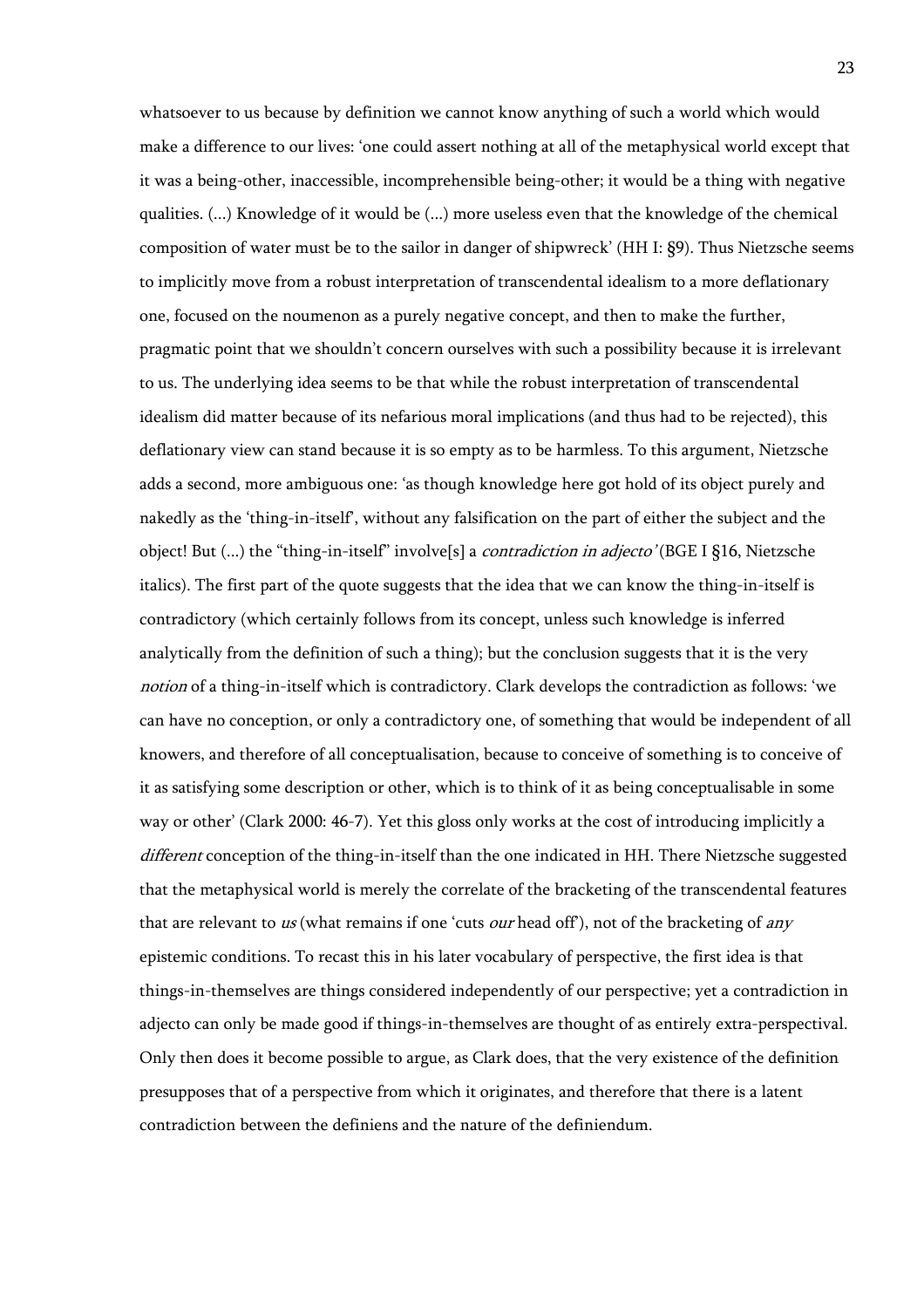whatsoever to us because by definition we cannot know anything of such a world which would make a difference to our lives: 'one could assert nothing at all of the metaphysical world except that it was a being-other, inaccessible, incomprehensible being-other; it would be a thing with negative qualities. (...) Knowledge of it would be (...) more useless even that the knowledge of the chemical composition of water must be to the sailor in danger of shipwreck' (HH I: §9). Thus Nietzsche seems to implicitly move from a robust interpretation of transcendental idealism to a more deflationary one, focused on the noumenon as a purely negative concept, and then to make the further, pragmatic point that we shouldn't concern ourselves with such a possibility because it is irrelevant to us. The underlying idea seems to be that while the robust interpretation of transcendental idealism did matter because of its nefarious moral implications (and thus had to be rejected), this deflationary view can stand because it is so empty as to be harmless. To this argument, Nietzsche adds a second, more ambiguous one: 'as though knowledge here got hold of its object purely and nakedly as the 'thing-in-itself', without any falsification on the part of either the subject and the object! But (...) the "thing-in-itself" involve[s] a *contradiction in adjecto'* (BGE I §16, Nietzsche italics). The first part of the quote suggests that the idea that we can know the thing-in-itself is contradictory (which certainly follows from its concept, unless such knowledge is inferred analytically from the definition of such a thing); but the conclusion suggests that it is the very *notion* of a thing-in-itself which is contradictory. Clark develops the contradiction as follows: 'we can have no conception, or only a contradictory one, of something that would be independent of all knowers, and therefore of all conceptualisation, because to conceive of something is to conceive of it as satisfying some description or other, which is to think of it as being conceptualisable in some way or other' (Clark 2000: 46-7). Yet this gloss only works at the cost of introducing implicitly a *different* conception of the thing-in-itself than the one indicated in HH. There Nietzsche suggested that the metaphysical world is merely the correlate of the bracketing of the transcendental features that are relevant to *us* (what remains if one 'cuts *our* head off'), not of the bracketing of *any* epistemic conditions. To recast this in his later vocabulary of perspective, the first idea is that things-in-themselves are things considered independently of our perspective; yet a contradiction in adjecto can only be made good if things-in-themselves are thought of as entirely extra-perspectival. Only then does it become possible to argue, as Clark does, that the very existence of the definition presupposes that of a perspective from which it originates, and therefore that there is a latent contradiction between the definiens and the nature of the definiendum.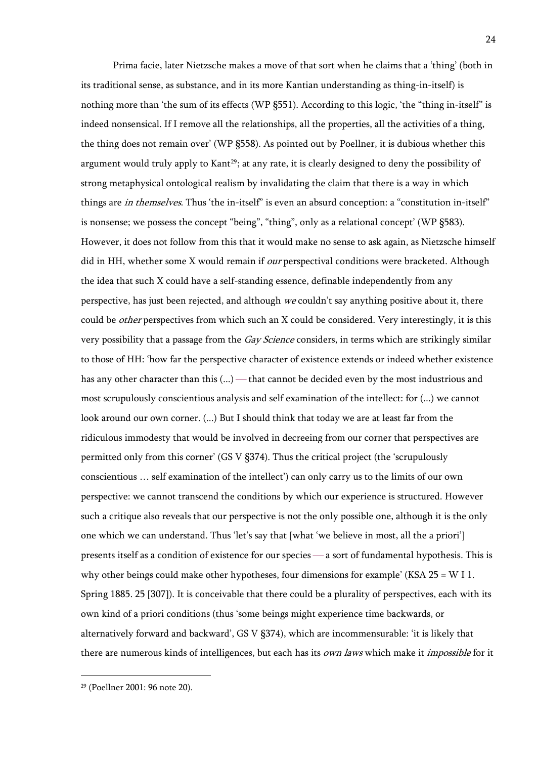Prima facie, later Nietzsche makes a move of that sort when he claims that a 'thing' (both in its traditional sense, as substance, and in its more Kantian understanding as thing-in-itself) is nothing more than 'the sum of its effects (WP §551). According to this logic, 'the "thing in-itself" is indeed nonsensical. If I remove all the relationships, all the properties, all the activities of a thing, the thing does not remain over' (WP §558). As pointed out by Poellner, it is dubious whether this argument would truly apply to Kant[29]; at any rate, it is clearly designed to deny the possibility of strong metaphysical ontological realism by invalidating the claim that there is a way in which things are *in themselves*. Thus 'the in-itself" is even an absurd conception: a "constitution in-itself" is nonsense; we possess the concept "being", "thing", only as a relational concept' (WP §583). However, it does not follow from this that it would make no sense to ask again, as Nietzsche himself did in HH, whether some X would remain if *our* perspectival conditions were bracketed. Although the idea that such X could have a self-standing essence, definable independently from any perspective, has just been rejected, and although *we* couldn't say anything positive about it, there could be *other* perspectives from which such an X could be considered. Very interestingly, it is this very possibility that a passage from the *Gay Science* considers, in terms which are strikingly similar to those of HH: 'how far the perspective character of existence extends or indeed whether existence has any other character than this (...) — that cannot be decided even by the most industrious and most scrupulously conscientious analysis and self examination of the intellect: for (...) we cannot look around our own corner. (...) But I should think that today we are at least far from the ridiculous immodesty that would be involved in decreeing from our corner that perspectives are permitted only from this corner' (GS V §374). Thus the critical project (the 'scrupulously conscientious … self examination of the intellect') can only carry us to the limits of our own perspective: we cannot transcend the conditions by which our experience is structured. However such a critique also reveals that our perspective is not the only possible one, although it is the only one which we can understand. Thus 'let's say that [what 'we believe in most, all the a priori'] presents itself as a condition of existence for our species — a sort of fundamental hypothesis. This is why other beings could make other hypotheses, four dimensions for example' (KSA 25 = W I 1. Spring 1885. 25 [307]). It is conceivable that there could be a plurality of perspectives, each with its own kind of a priori conditions (thus 'some beings might experience time backwards, or alternatively forward and backward', GS V §374), which are incommensurable: 'it is likely that there are numerous kinds of intelligences, but each has its *own laws* which make it *impossible* for it

---

[29] (Poellner 2001: 96 note 20).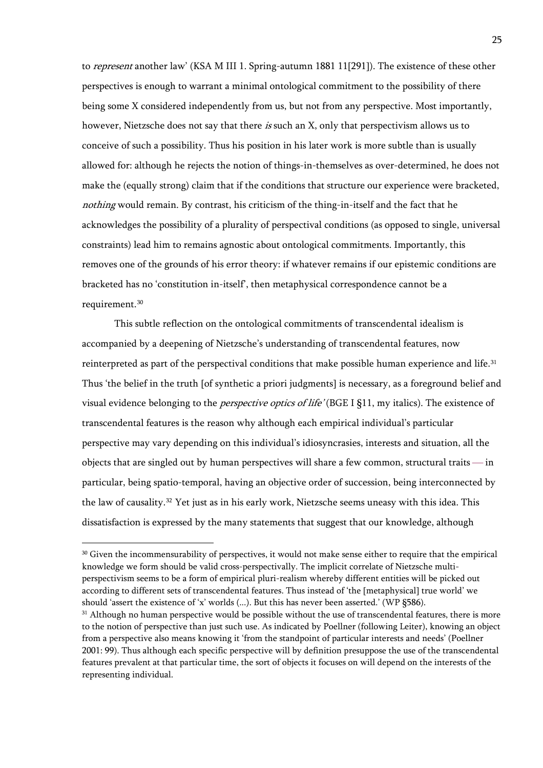to *represent* another law' (KSA M III 1. Spring-autumn 1881 11[291]). The existence of these other perspectives is enough to warrant a minimal ontological commitment to the possibility of there being some X considered independently from us, but not from any perspective. Most importantly, however, Nietzsche does not say that there *is* such an X, only that perspectivism allows us to conceive of such a possibility. Thus his position in his later work is more subtle than is usually allowed for: although he rejects the notion of things-in-themselves as over-determined, he does not make the (equally strong) claim that if the conditions that structure our experience were bracketed, *nothing* would remain. By contrast, his criticism of the thing-in-itself and the fact that he acknowledges the possibility of a plurality of perspectival conditions (as opposed to single, universal constraints) lead him to remains agnostic about ontological commitments. Importantly, this removes one of the grounds of his error theory: if whatever remains if our epistemic conditions are bracketed has no 'constitution in-itself', then metaphysical correspondence cannot be a requirement.[30]

This subtle reflection on the ontological commitments of transcendental idealism is accompanied by a deepening of Nietzsche's understanding of transcendental features, now reinterpreted as part of the perspectival conditions that make possible human experience and life.[31] Thus 'the belief in the truth [of synthetic a priori judgments] is necessary, as a foreground belief and visual evidence belonging to the *perspective optics of life*' (BGE I §11, my italics). The existence of transcendental features is the reason why although each empirical individual's particular perspective may vary depending on this individual's idiosyncrasies, interests and situation, all the objects that are singled out by human perspectives will share a few common, structural traits — in particular, being spatio-temporal, having an objective order of succession, being interconnected by the law of causality.[32] Yet just as in his early work, Nietzsche seems uneasy with this idea. This dissatisfaction is expressed by the many statements that suggest that our knowledge, although

---

[30] Given the incommensurability of perspectives, it would not make sense either to require that the empirical knowledge we form should be valid cross-perspectivally. The implicit correlate of Nietzsche multi-perspectivism seems to be a form of empirical pluri-realism whereby different entities will be picked out according to different sets of transcendental features. Thus instead of 'the [metaphysical] true world' we should 'assert the existence of 'x' worlds (...). But this has never been asserted.' (WP §586).

[31] Although no human perspective would be possible without the use of transcendental features, there is more to the notion of perspective than just such use. As indicated by Poellner (following Leiter), knowing an object from a perspective also means knowing it 'from the standpoint of particular interests and needs' (Poellner 2001: 99). Thus although each specific perspective will by definition presuppose the use of the transcendental features prevalent at that particular time, the sort of objects it focuses on will depend on the interests of the representing individual.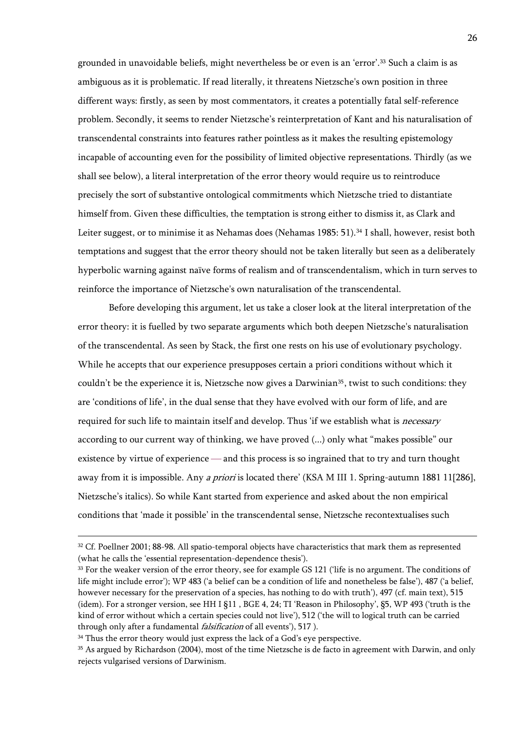grounded in unavoidable beliefs, might nevertheless be or even is an 'error'.[33] Such a claim is as ambiguous as it is problematic. If read literally, it threatens Nietzsche's own position in three different ways: firstly, as seen by most commentators, it creates a potentially fatal self-reference problem. Secondly, it seems to render Nietzsche's reinterpretation of Kant and his naturalisation of transcendental constraints into features rather pointless as it makes the resulting epistemology incapable of accounting even for the possibility of limited objective representations. Thirdly (as we shall see below), a literal interpretation of the error theory would require us to reintroduce precisely the sort of substantive ontological commitments which Nietzsche tried to distantiate himself from. Given these difficulties, the temptation is strong either to dismiss it, as Clark and Leiter suggest, or to minimise it as Nehamas does (Nehamas 1985: 51).[34] I shall, however, resist both temptations and suggest that the error theory should not be taken literally but seen as a deliberately hyperbolic warning against naïve forms of realism and of transcendentalism, which in turn serves to reinforce the importance of Nietzsche's own naturalisation of the transcendental.

Before developing this argument, let us take a closer look at the literal interpretation of the error theory: it is fuelled by two separate arguments which both deepen Nietzsche's naturalisation of the transcendental. As seen by Stack, the first one rests on his use of evolutionary psychology. While he accepts that our experience presupposes certain a priori conditions without which it couldn't be the experience it is, Nietzsche now gives a Darwinian[35], twist to such conditions: they are 'conditions of life', in the dual sense that they have evolved with our form of life, and are required for such life to maintain itself and develop. Thus 'if we establish what is *necessary* according to our current way of thinking, we have proved (...) only what "makes possible" our existence by virtue of experience — and this process is so ingrained that to try and turn thought away from it is impossible. Any *a priori* is located there' (KSA M III 1. Spring-autumn 1881 11[286], Nietzsche's italics). So while Kant started from experience and asked about the non empirical conditions that 'made it possible' in the transcendental sense, Nietzsche recontextualises such

---

[32] Cf. Poellner 2001; 88-98. All spatio-temporal objects have characteristics that mark them as represented (what he calls the 'essential representation-dependence thesis').

[33] For the weaker version of the error theory, see for example GS 121 ('life is no argument. The conditions of life might include error'); WP 483 ('a belief can be a condition of life and nonetheless be false'), 487 ('a belief, however necessary for the preservation of a species, has nothing to do with truth'), 497 (cf. main text), 515 (idem). For a stronger version, see HH I §11 , BGE 4, 24; TI 'Reason in Philosophy', §5, WP 493 ('truth is the kind of error without which a certain species could not live'), 512 ('the will to logical truth can be carried through only after a fundamental *falsification* of all events'), 517 ).

[34] Thus the error theory would just express the lack of a God's eye perspective.

[35] As argued by Richardson (2004), most of the time Nietzsche is de facto in agreement with Darwin, and only rejects vulgarised versions of Darwinism.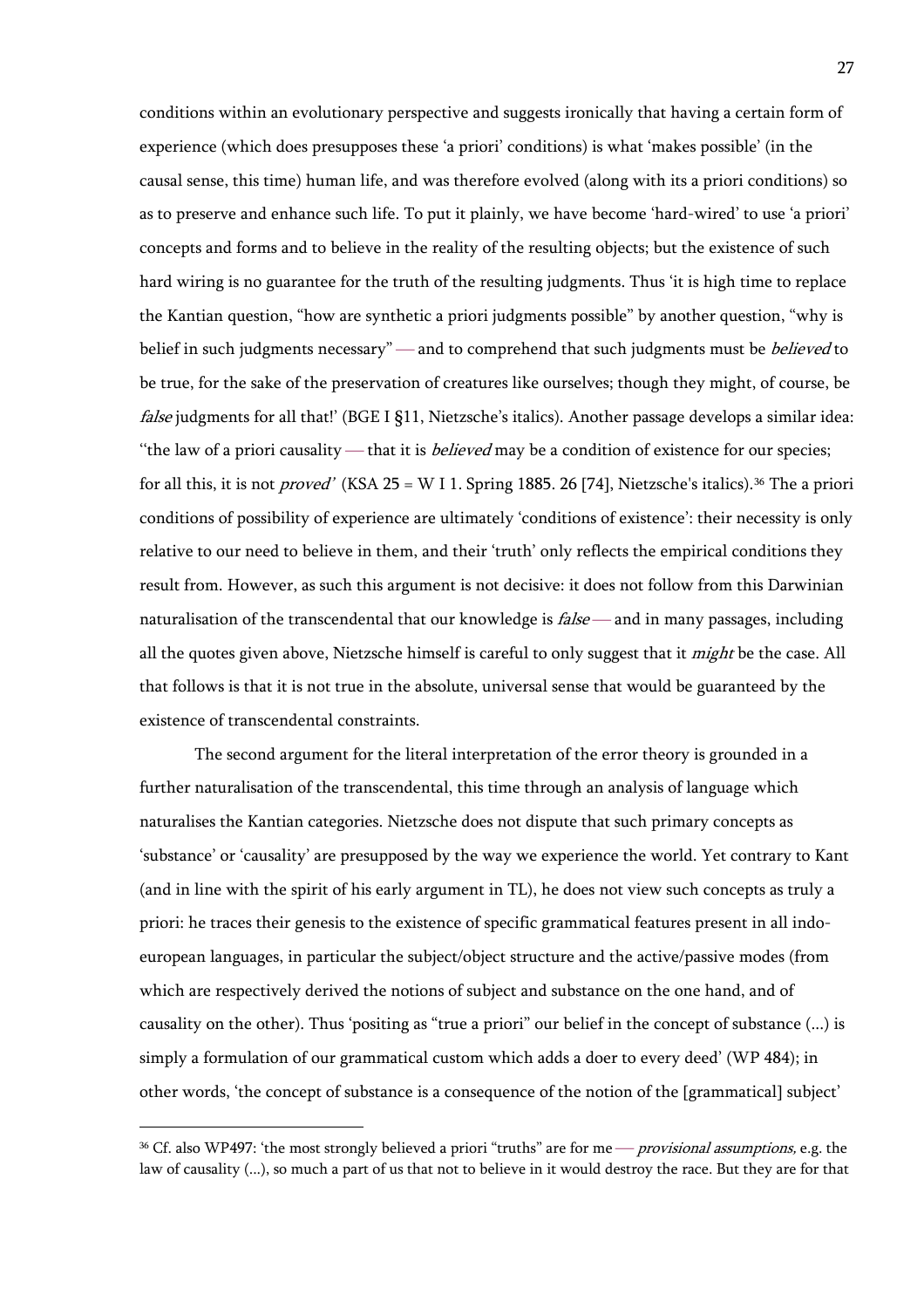conditions within an evolutionary perspective and suggests ironically that having a certain form of experience (which does presupposes these 'a priori' conditions) is what 'makes possible' (in the causal sense, this time) human life, and was therefore evolved (along with its a priori conditions) so as to preserve and enhance such life. To put it plainly, we have become 'hard-wired' to use 'a priori' concepts and forms and to believe in the reality of the resulting objects; but the existence of such hard wiring is no guarantee for the truth of the resulting judgments. Thus 'it is high time to replace the Kantian question, "how are synthetic a priori judgments possible" by another question, "why is belief in such judgments necessary" — and to comprehend that such judgments must be *believed* to be true, for the sake of the preservation of creatures like ourselves; though they might, of course, be *false* judgments for all that!' (BGE I §11, Nietzsche's italics). Another passage develops a similar idea: "the law of a priori causality — that it is *believed* may be a condition of existence for our species; for all this, it is not *proved*' (KSA 25 = W I 1. Spring 1885. 26 [74], Nietzsche's italics).[36] The a priori conditions of possibility of experience are ultimately 'conditions of existence': their necessity is only relative to our need to believe in them, and their 'truth' only reflects the empirical conditions they result from. However, as such this argument is not decisive: it does not follow from this Darwinian naturalisation of the transcendental that our knowledge is *false* — and in many passages, including all the quotes given above, Nietzsche himself is careful to only suggest that it *might* be the case. All that follows is that it is not true in the absolute, universal sense that would be guaranteed by the existence of transcendental constraints.

The second argument for the literal interpretation of the error theory is grounded in a further naturalisation of the transcendental, this time through an analysis of language which naturalises the Kantian categories. Nietzsche does not dispute that such primary concepts as 'substance' or 'causality' are presupposed by the way we experience the world. Yet contrary to Kant (and in line with the spirit of his early argument in TL), he does not view such concepts as truly a priori: he traces their genesis to the existence of specific grammatical features present in all indo-european languages, in particular the subject/object structure and the active/passive modes (from which are respectively derived the notions of subject and substance on the one hand, and of causality on the other). Thus 'positing as "true a priori" our belief in the concept of substance (...) is simply a formulation of our grammatical custom which adds a doer to every deed' (WP 484); in other words, 'the concept of substance is a consequence of the notion of the [grammatical] subject'

[36] Cf. also WP497: 'the most strongly believed a priori "truths" are for me — *provisional assumptions,* e.g. the law of causality (...), so much a part of us that not to believe in it would destroy the race. But they are for that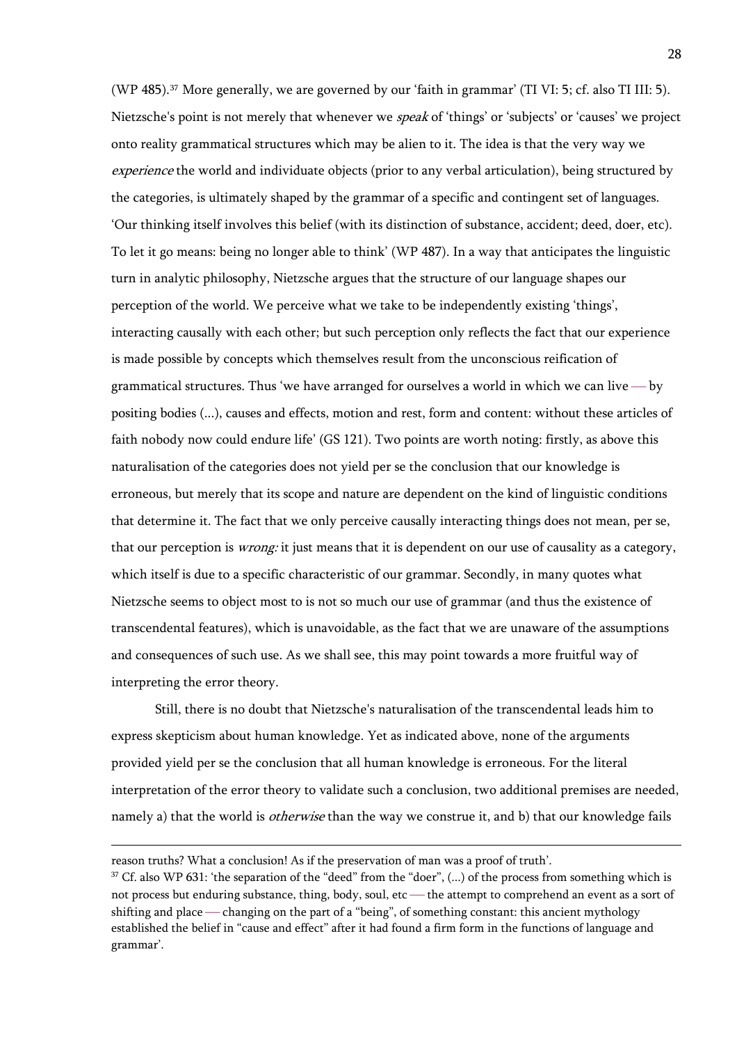(WP 485).[37] More generally, we are governed by our 'faith in grammar' (TI VI: 5; cf. also TI III: 5). Nietzsche's point is not merely that whenever we *speak* of 'things' or 'subjects' or 'causes' we project onto reality grammatical structures which may be alien to it. The idea is that the very way we *experience* the world and individuate objects (prior to any verbal articulation), being structured by the categories, is ultimately shaped by the grammar of a specific and contingent set of languages. 'Our thinking itself involves this belief (with its distinction of substance, accident; deed, doer, etc). To let it go means: being no longer able to think' (WP 487). In a way that anticipates the linguistic turn in analytic philosophy, Nietzsche argues that the structure of our language shapes our perception of the world. We perceive what we take to be independently existing 'things', interacting causally with each other; but such perception only reflects the fact that our experience is made possible by concepts which themselves result from the unconscious reification of grammatical structures. Thus 'we have arranged for ourselves a world in which we can live — by positing bodies (...), causes and effects, motion and rest, form and content: without these articles of faith nobody now could endure life' (GS 121). Two points are worth noting: firstly, as above this naturalisation of the categories does not yield per se the conclusion that our knowledge is erroneous, but merely that its scope and nature are dependent on the kind of linguistic conditions that determine it. The fact that we only perceive causally interacting things does not mean, per se, that our perception is *wrong:* it just means that it is dependent on our use of causality as a category, which itself is due to a specific characteristic of our grammar. Secondly, in many quotes what Nietzsche seems to object most to is not so much our use of grammar (and thus the existence of transcendental features), which is unavoidable, as the fact that we are unaware of the assumptions and consequences of such use. As we shall see, this may point towards a more fruitful way of interpreting the error theory.

Still, there is no doubt that Nietzsche's naturalisation of the transcendental leads him to express skepticism about human knowledge. Yet as indicated above, none of the arguments provided yield per se the conclusion that all human knowledge is erroneous. For the literal interpretation of the error theory to validate such a conclusion, two additional premises are needed, namely a) that the world is *otherwise* than the way we construe it, and b) that our knowledge fails

---

reason truths? What a conclusion! As if the preservation of man was a proof of truth'.

[37] Cf. also WP 631: 'the separation of the "deed" from the "doer", (...) of the process from something which is not process but enduring substance, thing, body, soul, etc — the attempt to comprehend an event as a sort of shifting and place — changing on the part of a "being", of something constant: this ancient mythology established the belief in "cause and effect" after it had found a firm form in the functions of language and grammar'.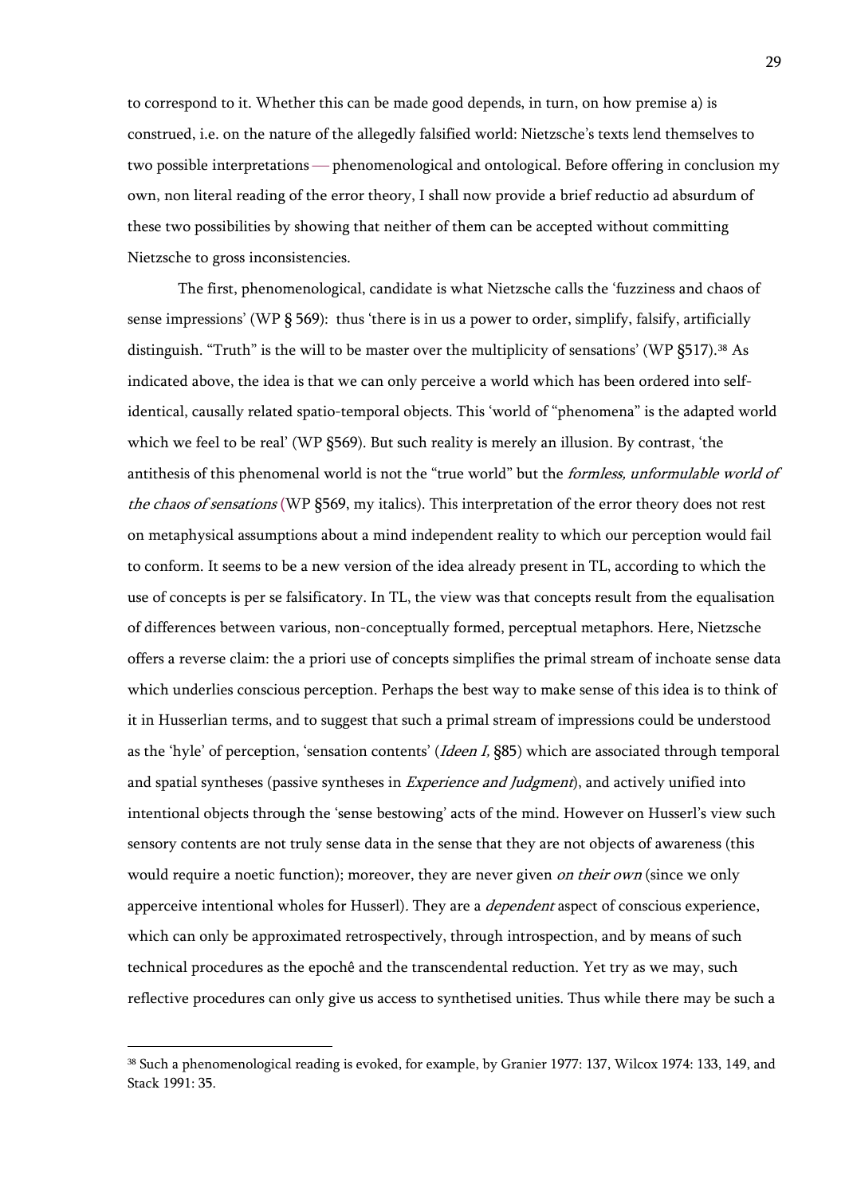to correspond to it. Whether this can be made good depends, in turn, on how premise a) is construed, i.e. on the nature of the allegedly falsified world: Nietzsche's texts lend themselves to two possible interpretations — phenomenological and ontological. Before offering in conclusion my own, non literal reading of the error theory, I shall now provide a brief reductio ad absurdum of these two possibilities by showing that neither of them can be accepted without committing Nietzsche to gross inconsistencies.

The first, phenomenological, candidate is what Nietzsche calls the 'fuzziness and chaos of sense impressions' (WP § 569): thus 'there is in us a power to order, simplify, falsify, artificially distinguish. "Truth" is the will to be master over the multiplicity of sensations' (WP §517).[38] As indicated above, the idea is that we can only perceive a world which has been ordered into self-identical, causally related spatio-temporal objects. This 'world of "phenomena" is the adapted world which we feel to be real' (WP §569). But such reality is merely an illusion. By contrast, 'the antithesis of this phenomenal world is not the "true world" but the *formless, unformulable world of the chaos of sensations* (WP §569, my italics). This interpretation of the error theory does not rest on metaphysical assumptions about a mind independent reality to which our perception would fail to conform. It seems to be a new version of the idea already present in TL, according to which the use of concepts is per se falsificatory. In TL, the view was that concepts result from the equalisation of differences between various, non-conceptually formed, perceptual metaphors. Here, Nietzsche offers a reverse claim: the a priori use of concepts simplifies the primal stream of inchoate sense data which underlies conscious perception. Perhaps the best way to make sense of this idea is to think of it in Husserlian terms, and to suggest that such a primal stream of impressions could be understood as the 'hyle' of perception, 'sensation contents' (*Ideen I,* §85) which are associated through temporal and spatial syntheses (passive syntheses in *Experience and Judgment*), and actively unified into intentional objects through the 'sense bestowing' acts of the mind. However on Husserl's view such sensory contents are not truly sense data in the sense that they are not objects of awareness (this would require a noetic function); moreover, they are never given *on their own* (since we only apperceive intentional wholes for Husserl). They are a *dependent* aspect of conscious experience, which can only be approximated retrospectively, through introspection, and by means of such technical procedures as the epochê and the transcendental reduction. Yet try as we may, such reflective procedures can only give us access to synthetised unities. Thus while there may be such a

---

[38] Such a phenomenological reading is evoked, for example, by Granier 1977: 137, Wilcox 1974: 133, 149, and Stack 1991: 35.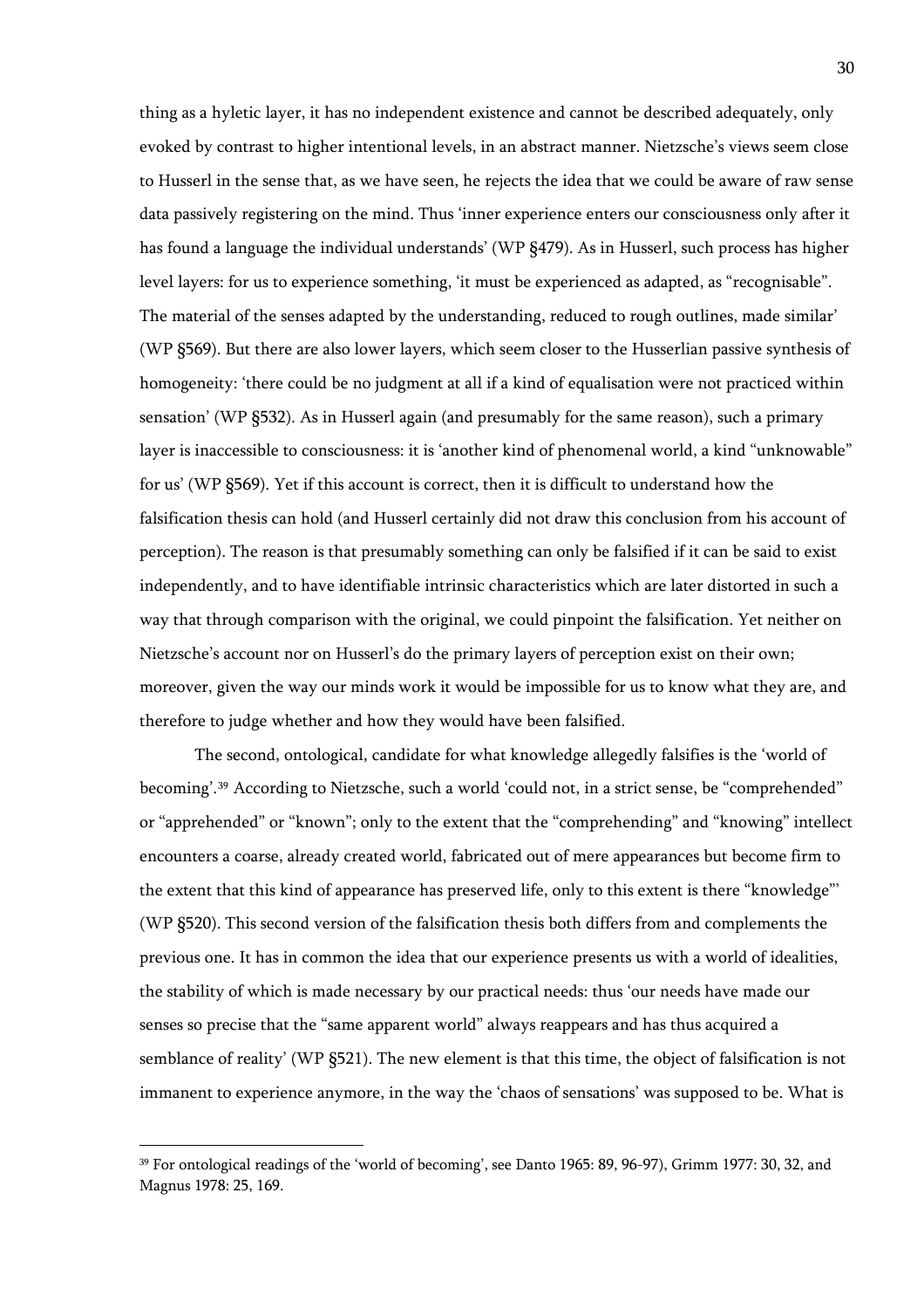thing as a hyletic layer, it has no independent existence and cannot be described adequately, only evoked by contrast to higher intentional levels, in an abstract manner. Nietzsche's views seem close to Husserl in the sense that, as we have seen, he rejects the idea that we could be aware of raw sense data passively registering on the mind. Thus 'inner experience enters our consciousness only after it has found a language the individual understands' (WP §479). As in Husserl, such process has higher level layers: for us to experience something, 'it must be experienced as adapted, as "recognisable". The material of the senses adapted by the understanding, reduced to rough outlines, made similar' (WP §569). But there are also lower layers, which seem closer to the Husserlian passive synthesis of homogeneity: 'there could be no judgment at all if a kind of equalisation were not practiced within sensation' (WP §532). As in Husserl again (and presumably for the same reason), such a primary layer is inaccessible to consciousness: it is 'another kind of phenomenal world, a kind "unknowable" for us' (WP §569). Yet if this account is correct, then it is difficult to understand how the falsification thesis can hold (and Husserl certainly did not draw this conclusion from his account of perception). The reason is that presumably something can only be falsified if it can be said to exist independently, and to have identifiable intrinsic characteristics which are later distorted in such a way that through comparison with the original, we could pinpoint the falsification. Yet neither on Nietzsche's account nor on Husserl's do the primary layers of perception exist on their own; moreover, given the way our minds work it would be impossible for us to know what they are, and therefore to judge whether and how they would have been falsified.

The second, ontological, candidate for what knowledge allegedly falsifies is the 'world of becoming'.[39] According to Nietzsche, such a world 'could not, in a strict sense, be "comprehended" or "apprehended" or "known"; only to the extent that the "comprehending" and "knowing" intellect encounters a coarse, already created world, fabricated out of mere appearances but become firm to the extent that this kind of appearance has preserved life, only to this extent is there "knowledge"' (WP §520). This second version of the falsification thesis both differs from and complements the previous one. It has in common the idea that our experience presents us with a world of idealities, the stability of which is made necessary by our practical needs: thus 'our needs have made our senses so precise that the "same apparent world" always reappears and has thus acquired a semblance of reality' (WP §521). The new element is that this time, the object of falsification is not immanent to experience anymore, in the way the 'chaos of sensations' was supposed to be. What is

---

[39] For ontological readings of the 'world of becoming', see Danto 1965: 89, 96-97), Grimm 1977: 30, 32, and Magnus 1978: 25, 169.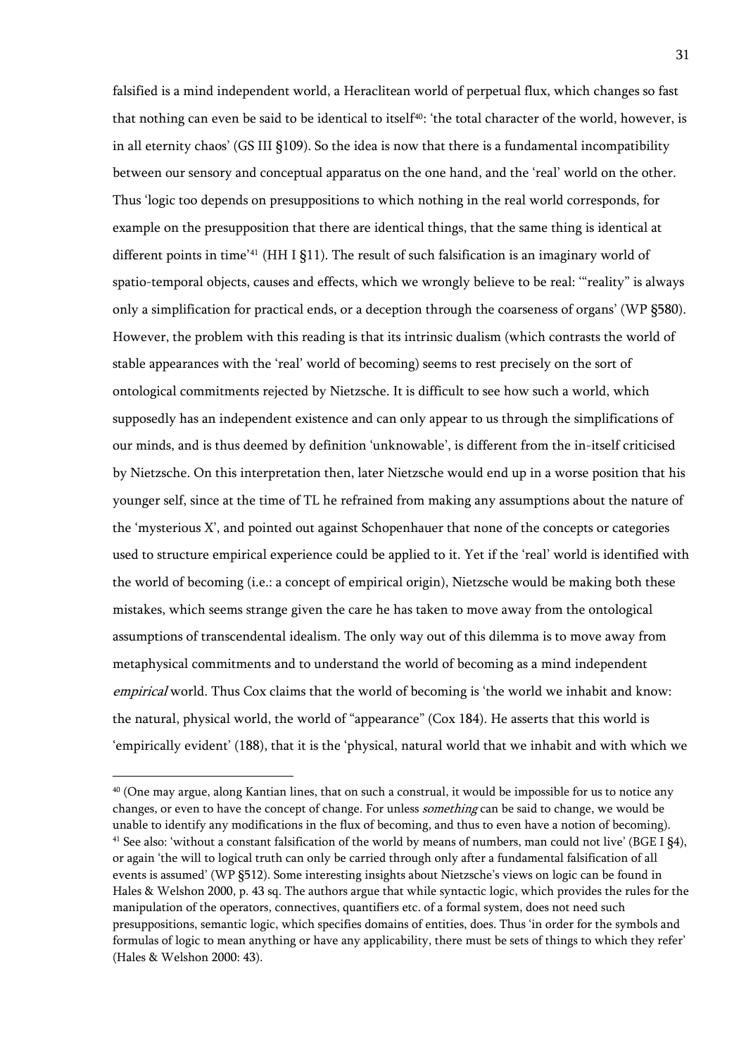falsified is a mind independent world, a Heraclitean world of perpetual flux, which changes so fast that nothing can even be said to be identical to itself[40]: 'the total character of the world, however, is in all eternity chaos' (GS III §109). So the idea is now that there is a fundamental incompatibility between our sensory and conceptual apparatus on the one hand, and the 'real' world on the other. Thus 'logic too depends on presuppositions to which nothing in the real world corresponds, for example on the presupposition that there are identical things, that the same thing is identical at different points in time'[41] (HH I §11). The result of such falsification is an imaginary world of spatio-temporal objects, causes and effects, which we wrongly believe to be real: '"reality" is always only a simplification for practical ends, or a deception through the coarseness of organs' (WP §580). However, the problem with this reading is that its intrinsic dualism (which contrasts the world of stable appearances with the 'real' world of becoming) seems to rest precisely on the sort of ontological commitments rejected by Nietzsche. It is difficult to see how such a world, which supposedly has an independent existence and can only appear to us through the simplifications of our minds, and is thus deemed by definition 'unknowable', is different from the in-itself criticised by Nietzsche. On this interpretation then, later Nietzsche would end up in a worse position that his younger self, since at the time of TL he refrained from making any assumptions about the nature of the 'mysterious X', and pointed out against Schopenhauer that none of the concepts or categories used to structure empirical experience could be applied to it. Yet if the 'real' world is identified with the world of becoming (i.e.: a concept of empirical origin), Nietzsche would be making both these mistakes, which seems strange given the care he has taken to move away from the ontological assumptions of transcendental idealism. The only way out of this dilemma is to move away from metaphysical commitments and to understand the world of becoming as a mind independent *empirical* world. Thus Cox claims that the world of becoming is 'the world we inhabit and know: the natural, physical world, the world of "appearance" (Cox 184). He asserts that this world is 'empirically evident' (188), that it is the 'physical, natural world that we inhabit and with which we

---

[40] (One may argue, along Kantian lines, that on such a construal, it would be impossible for us to notice any changes, or even to have the concept of change. For unless *something* can be said to change, we would be unable to identify any modifications in the flux of becoming, and thus to even have a notion of becoming).

[41] See also: 'without a constant falsification of the world by means of numbers, man could not live' (BGE I §4), or again 'the will to logical truth can only be carried through only after a fundamental falsification of all events is assumed' (WP §512). Some interesting insights about Nietzsche's views on logic can be found in Hales & Welshon 2000, p. 43 sq. The authors argue that while syntactic logic, which provides the rules for the manipulation of the operators, connectives, quantifiers etc. of a formal system, does not need such presuppositions, semantic logic, which specifies domains of entities, does. Thus 'in order for the symbols and formulas of logic to mean anything or have any applicability, there must be sets of things to which they refer' (Hales & Welshon 2000: 43).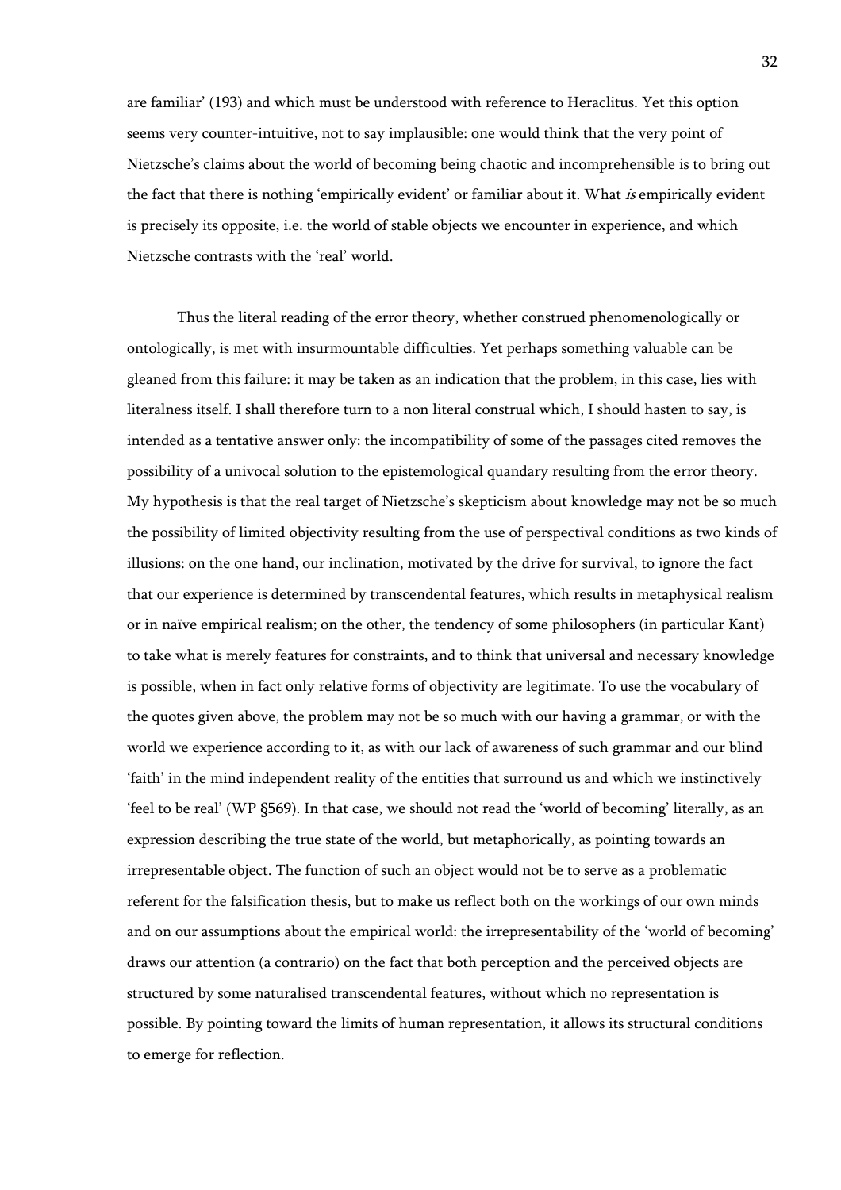are familiar' (193) and which must be understood with reference to Heraclitus. Yet this option seems very counter-intuitive, not to say implausible: one would think that the very point of Nietzsche's claims about the world of becoming being chaotic and incomprehensible is to bring out the fact that there is nothing 'empirically evident' or familiar about it. What *is* empirically evident is precisely its opposite, i.e. the world of stable objects we encounter in experience, and which Nietzsche contrasts with the 'real' world.

Thus the literal reading of the error theory, whether construed phenomenologically or ontologically, is met with insurmountable difficulties. Yet perhaps something valuable can be gleaned from this failure: it may be taken as an indication that the problem, in this case, lies with literalness itself. I shall therefore turn to a non literal construal which, I should hasten to say, is intended as a tentative answer only: the incompatibility of some of the passages cited removes the possibility of a univocal solution to the epistemological quandary resulting from the error theory. My hypothesis is that the real target of Nietzsche's skepticism about knowledge may not be so much the possibility of limited objectivity resulting from the use of perspectival conditions as two kinds of illusions: on the one hand, our inclination, motivated by the drive for survival, to ignore the fact that our experience is determined by transcendental features, which results in metaphysical realism or in naïve empirical realism; on the other, the tendency of some philosophers (in particular Kant) to take what is merely features for constraints, and to think that universal and necessary knowledge is possible, when in fact only relative forms of objectivity are legitimate. To use the vocabulary of the quotes given above, the problem may not be so much with our having a grammar, or with the world we experience according to it, as with our lack of awareness of such grammar and our blind 'faith' in the mind independent reality of the entities that surround us and which we instinctively 'feel to be real' (WP §569). In that case, we should not read the 'world of becoming' literally, as an expression describing the true state of the world, but metaphorically, as pointing towards an irrepresentable object. The function of such an object would not be to serve as a problematic referent for the falsification thesis, but to make us reflect both on the workings of our own minds and on our assumptions about the empirical world: the irrepresentability of the 'world of becoming' draws our attention (a contrario) on the fact that both perception and the perceived objects are structured by some naturalised transcendental features, without which no representation is possible. By pointing toward the limits of human representation, it allows its structural conditions to emerge for reflection.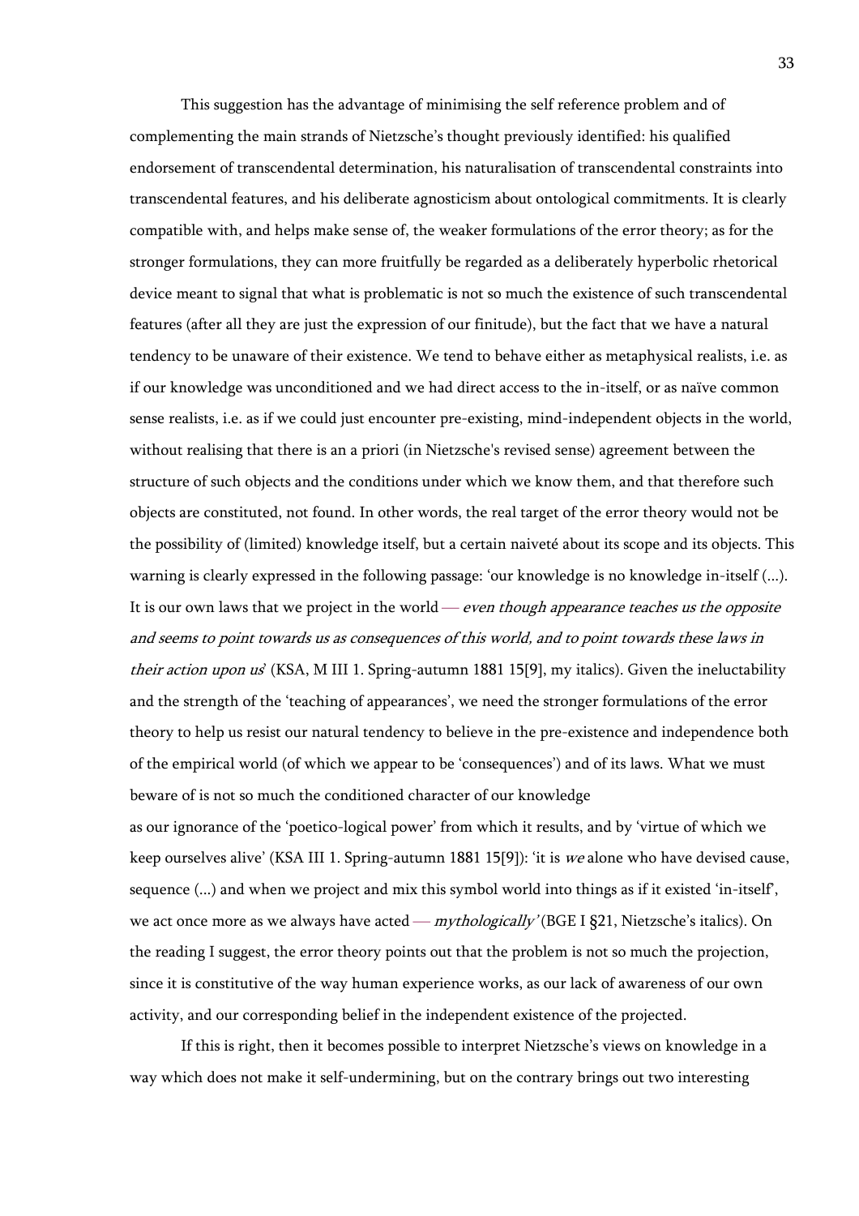This suggestion has the advantage of minimising the self reference problem and of complementing the main strands of Nietzsche's thought previously identified: his qualified endorsement of transcendental determination, his naturalisation of transcendental constraints into transcendental features, and his deliberate agnosticism about ontological commitments. It is clearly compatible with, and helps make sense of, the weaker formulations of the error theory; as for the stronger formulations, they can more fruitfully be regarded as a deliberately hyperbolic rhetorical device meant to signal that what is problematic is not so much the existence of such transcendental features (after all they are just the expression of our finitude), but the fact that we have a natural tendency to be unaware of their existence. We tend to behave either as metaphysical realists, i.e. as if our knowledge was unconditioned and we had direct access to the in-itself, or as naïve common sense realists, i.e. as if we could just encounter pre-existing, mind-independent objects in the world, without realising that there is an a priori (in Nietzsche's revised sense) agreement between the structure of such objects and the conditions under which we know them, and that therefore such objects are constituted, not found. In other words, the real target of the error theory would not be the possibility of (limited) knowledge itself, but a certain naiveté about its scope and its objects. This warning is clearly expressed in the following passage: 'our knowledge is no knowledge in-itself (...). It is our own laws that we project in the world — *even though appearance teaches us the opposite and seems to point towards us as consequences of this world, and to point towards these laws in their action upon us*' (KSA, M III 1. Spring-autumn 1881 15[9], my italics). Given the ineluctability and the strength of the 'teaching of appearances', we need the stronger formulations of the error theory to help us resist our natural tendency to believe in the pre-existence and independence both of the empirical world (of which we appear to be 'consequences') and of its laws. What we must beware of is not so much the conditioned character of our knowledge as our ignorance of the 'poetico-logical power' from which it results, and by 'virtue of which we keep ourselves alive' (KSA III 1. Spring-autumn 1881 15[9]): 'it is *we* alone who have devised cause, sequence (...) and when we project and mix this symbol world into things as if it existed 'in-itself', we act once more as we always have acted — *mythologically*' (BGE I §21, Nietzsche's italics). On the reading I suggest, the error theory points out that the problem is not so much the projection, since it is constitutive of the way human experience works, as our lack of awareness of our own activity, and our corresponding belief in the independent existence of the projected.

If this is right, then it becomes possible to interpret Nietzsche's views on knowledge in a way which does not make it self-undermining, but on the contrary brings out two interesting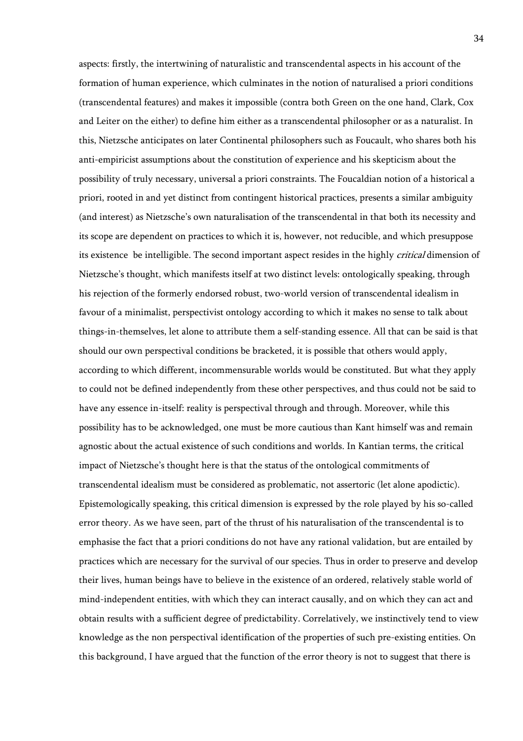aspects: firstly, the intertwining of naturalistic and transcendental aspects in his account of the formation of human experience, which culminates in the notion of naturalised a priori conditions (transcendental features) and makes it impossible (contra both Green on the one hand, Clark, Cox and Leiter on the either) to define him either as a transcendental philosopher or as a naturalist. In this, Nietzsche anticipates on later Continental philosophers such as Foucault, who shares both his anti-empiricist assumptions about the constitution of experience and his skepticism about the possibility of truly necessary, universal a priori constraints. The Foucaldian notion of a historical a priori, rooted in and yet distinct from contingent historical practices, presents a similar ambiguity (and interest) as Nietzsche's own naturalisation of the transcendental in that both its necessity and its scope are dependent on practices to which it is, however, not reducible, and which presuppose its existence be intelligible. The second important aspect resides in the highly *critical* dimension of Nietzsche's thought, which manifests itself at two distinct levels: ontologically speaking, through his rejection of the formerly endorsed robust, two-world version of transcendental idealism in favour of a minimalist, perspectivist ontology according to which it makes no sense to talk about things-in-themselves, let alone to attribute them a self-standing essence. All that can be said is that should our own perspectival conditions be bracketed, it is possible that others would apply, according to which different, incommensurable worlds would be constituted. But what they apply to could not be defined independently from these other perspectives, and thus could not be said to have any essence in-itself: reality is perspectival through and through. Moreover, while this possibility has to be acknowledged, one must be more cautious than Kant himself was and remain agnostic about the actual existence of such conditions and worlds. In Kantian terms, the critical impact of Nietzsche's thought here is that the status of the ontological commitments of transcendental idealism must be considered as problematic, not assertoric (let alone apodictic). Epistemologically speaking, this critical dimension is expressed by the role played by his so-called error theory. As we have seen, part of the thrust of his naturalisation of the transcendental is to emphasise the fact that a priori conditions do not have any rational validation, but are entailed by practices which are necessary for the survival of our species. Thus in order to preserve and develop their lives, human beings have to believe in the existence of an ordered, relatively stable world of mind-independent entities, with which they can interact causally, and on which they can act and obtain results with a sufficient degree of predictability. Correlatively, we instinctively tend to view knowledge as the non perspectival identification of the properties of such pre-existing entities. On this background, I have argued that the function of the error theory is not to suggest that there is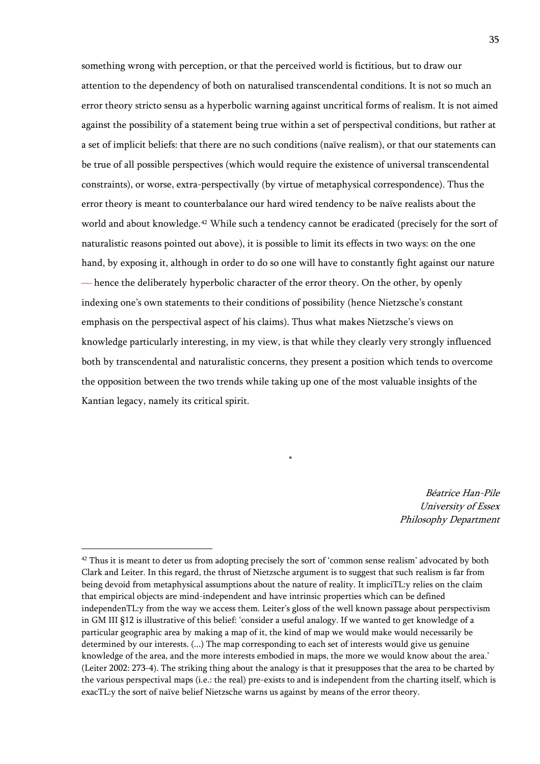something wrong with perception, or that the perceived world is fictitious, but to draw our attention to the dependency of both on naturalised transcendental conditions. It is not so much an error theory stricto sensu as a hyperbolic warning against uncritical forms of realism. It is not aimed against the possibility of a statement being true within a set of perspectival conditions, but rather at a set of implicit beliefs: that there are no such conditions (naïve realism), or that our statements can be true of all possible perspectives (which would require the existence of universal transcendental constraints), or worse, extra-perspectivally (by virtue of metaphysical correspondence). Thus the error theory is meant to counterbalance our hard wired tendency to be naïve realists about the world and about knowledge.[42] While such a tendency cannot be eradicated (precisely for the sort of naturalistic reasons pointed out above), it is possible to limit its effects in two ways: on the one hand, by exposing it, although in order to do so one will have to constantly fight against our nature — hence the deliberately hyperbolic character of the error theory. On the other, by openly indexing one's own statements to their conditions of possibility (hence Nietzsche's constant emphasis on the perspectival aspect of his claims). Thus what makes Nietzsche's views on knowledge particularly interesting, in my view, is that while they clearly very strongly influenced both by transcendental and naturalistic concerns, they present a position which tends to overcome the opposition between the two trends while taking up one of the most valuable insights of the Kantian legacy, namely its critical spirit.

*

*Béatrice Han-Pile*
*University of Essex*
*Philosophy Department*

---

[42] Thus it is meant to deter us from adopting precisely the sort of 'common sense realism' advocated by both Clark and Leiter. In this regard, the thrust of Nietzsche argument is to suggest that such realism is far from being devoid from metaphysical assumptions about the nature of reality. It impliciTL:y relies on the claim that empirical objects are mind-independent and have intrinsic properties which can be defined independenTL:y from the way we access them. Leiter's gloss of the well known passage about perspectivism in GM III §12 is illustrative of this belief: 'consider a useful analogy. If we wanted to get knowledge of a particular geographic area by making a map of it, the kind of map we would make would necessarily be determined by our interests. (...) The map corresponding to each set of interests would give us genuine knowledge of the area, and the more interests embodied in maps, the more we would know about the area.' (Leiter 2002: 273-4). The striking thing about the analogy is that it presupposes that the area to be charted by the various perspectival maps (i.e.: the real) pre-exists to and is independent from the charting itself, which is exacTL:y the sort of naïve belief Nietzsche warns us against by means of the error theory.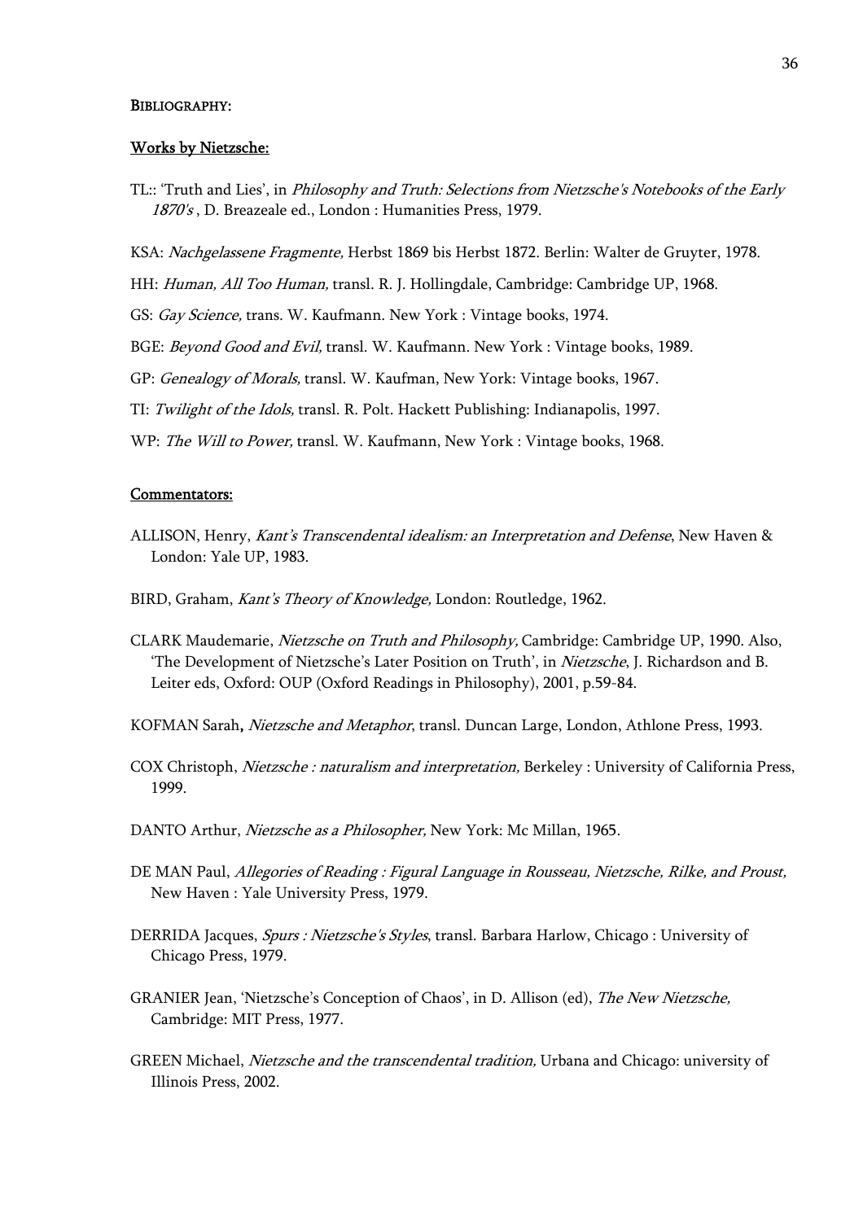BIBLIOGRAPHY:

## Works by Nietzsche:

TL:: 'Truth and Lies', in *Philosophy and Truth: Selections from Nietzsche's Notebooks of the Early 1870's* , D. Breazeale ed., London : Humanities Press, 1979.

KSA: *Nachgelassene Fragmente,* Herbst 1869 bis Herbst 1872. Berlin: Walter de Gruyter, 1978.

HH: *Human, All Too Human,* transl. R. J. Hollingdale, Cambridge: Cambridge UP, 1968.

GS: *Gay Science,* trans. W. Kaufmann. New York : Vintage books, 1974.

BGE: *Beyond Good and Evil,* transl. W. Kaufmann. New York : Vintage books, 1989.

GP: *Genealogy of Morals,* transl. W. Kaufman, New York: Vintage books, 1967.

TI: *Twilight of the Idols,* transl. R. Polt. Hackett Publishing: Indianapolis, 1997.

WP: *The Will to Power,* transl. W. Kaufmann, New York : Vintage books, 1968.

## Commentators:

ALLISON, Henry, *Kant's Transcendental idealism: an Interpretation and Defense*, New Haven & London: Yale UP, 1983.

BIRD, Graham, *Kant's Theory of Knowledge,* London: Routledge, 1962.

CLARK Maudemarie, *Nietzsche on Truth and Philosophy,* Cambridge: Cambridge UP, 1990. Also, 'The Development of Nietzsche's Later Position on Truth', in *Nietzsche*, J. Richardson and B. Leiter eds, Oxford: OUP (Oxford Readings in Philosophy), 2001, p.59-84.

KOFMAN Sarah**,** *Nietzsche and Metaphor*, transl. Duncan Large, London, Athlone Press, 1993.

COX Christoph, *Nietzsche : naturalism and interpretation,* Berkeley : University of California Press, 1999.

DANTO Arthur, *Nietzsche as a Philosopher,* New York: Mc Millan, 1965.

DE MAN Paul, *Allegories of Reading : Figural Language in Rousseau, Nietzsche, Rilke, and Proust,* New Haven : Yale University Press, 1979.

DERRIDA Jacques, *Spurs : Nietzsche's Styles*, transl. Barbara Harlow, Chicago : University of Chicago Press, 1979.

GRANIER Jean, 'Nietzsche's Conception of Chaos', in D. Allison (ed), *The New Nietzsche,* Cambridge: MIT Press, 1977.

GREEN Michael, *Nietzsche and the transcendental tradition,* Urbana and Chicago: university of Illinois Press, 2002.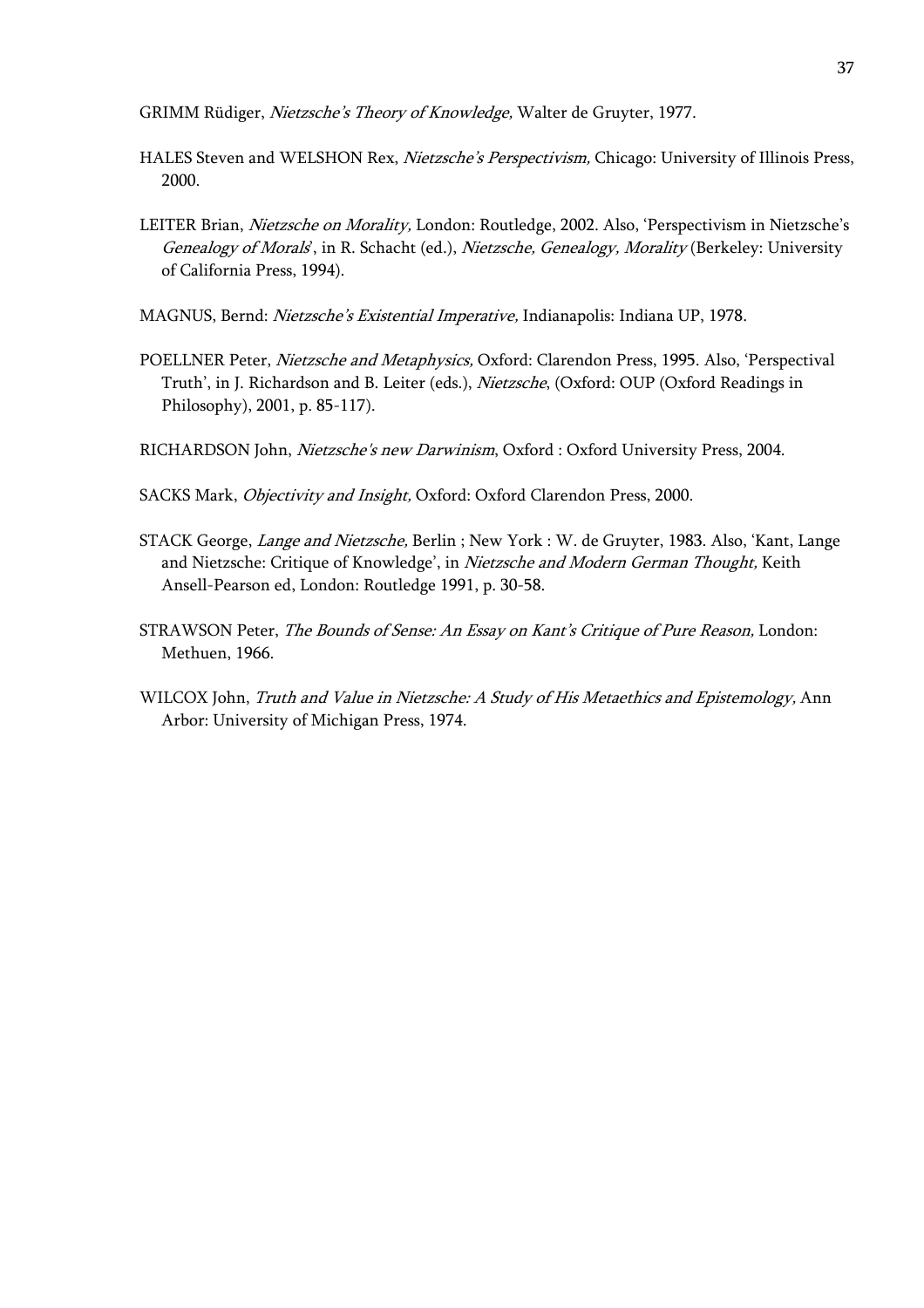GRIMM Rüdiger, *Nietzsche's Theory of Knowledge,* Walter de Gruyter, 1977.

HALES Steven and WELSHON Rex, *Nietzsche's Perspectivism,* Chicago: University of Illinois Press, 2000.

LEITER Brian, *Nietzsche on Morality,* London: Routledge, 2002. Also, 'Perspectivism in Nietzsche's *Genealogy of Morals*', in R. Schacht (ed.), *Nietzsche, Genealogy, Morality* (Berkeley: University of California Press, 1994).

MAGNUS, Bernd: *Nietzsche's Existential Imperative,* Indianapolis: Indiana UP, 1978.

POELLNER Peter, *Nietzsche and Metaphysics,* Oxford: Clarendon Press, 1995. Also, 'Perspectival Truth', in J. Richardson and B. Leiter (eds.), *Nietzsche*, (Oxford: OUP (Oxford Readings in Philosophy), 2001, p. 85-117).

RICHARDSON John, *Nietzsche's new Darwinism*, Oxford : Oxford University Press, 2004.

SACKS Mark, *Objectivity and Insight,* Oxford: Oxford Clarendon Press, 2000.

STACK George, *Lange and Nietzsche,* Berlin ; New York : W. de Gruyter, 1983. Also, 'Kant, Lange and Nietzsche: Critique of Knowledge', in *Nietzsche and Modern German Thought,* Keith Ansell-Pearson ed, London: Routledge 1991, p. 30-58.

STRAWSON Peter, *The Bounds of Sense: An Essay on Kant's Critique of Pure Reason,* London: Methuen, 1966.

WILCOX John, *Truth and Value in Nietzsche: A Study of His Metaethics and Epistemology,* Ann Arbor: University of Michigan Press, 1974.